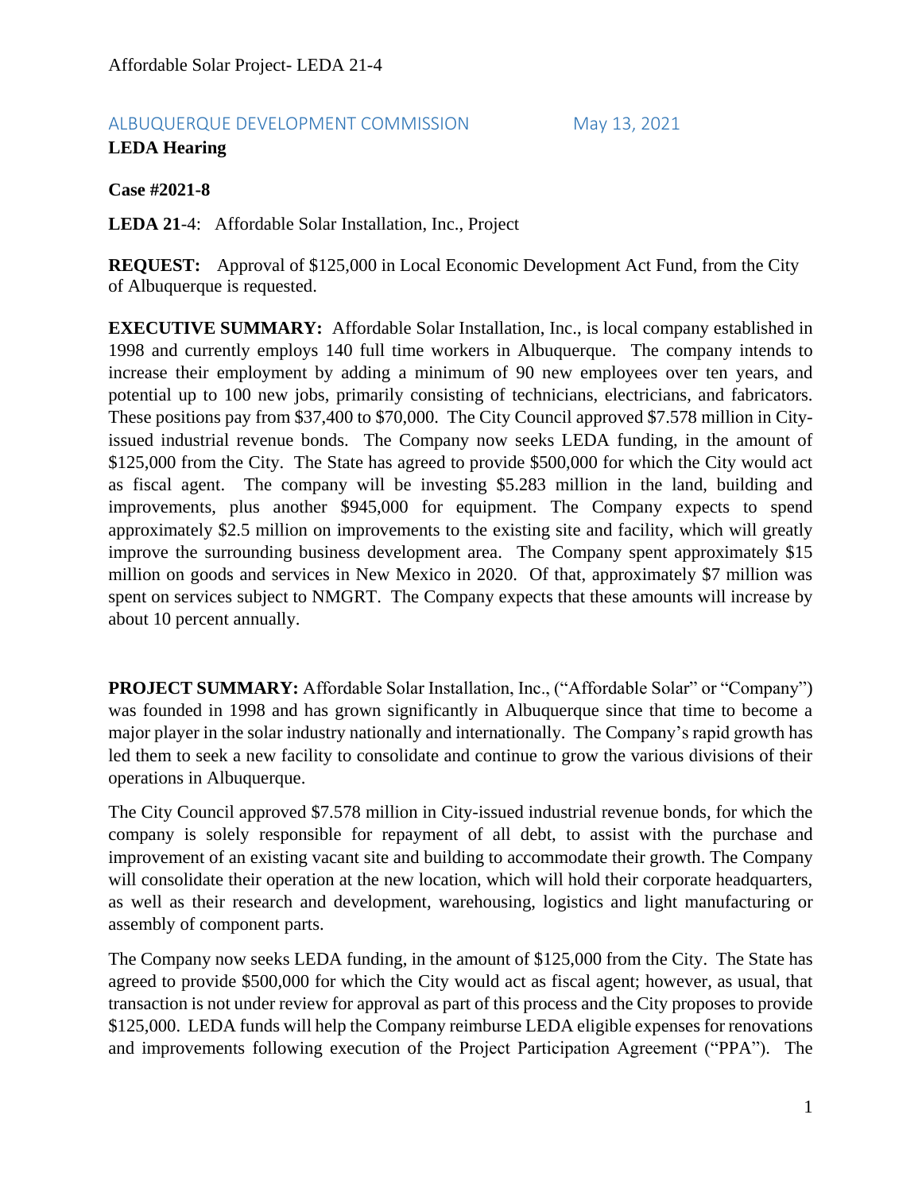Affordable Solar Project- LEDA 21-4

ALBUQUERQUE DEVELOPMENT COMMISSION May 13, 2021

**LEDA Hearing**

**Case #2021-8**

**LEDA 21**-4: Affordable Solar Installation, Inc., Project

**REQUEST:** Approval of $125,000 in Local Economic Development Act Fund, from the City of Albuquerque is requested.

**EXECUTIVE SUMMARY:** Affordable Solar Installation, Inc., is local company established in 1998 and currently employs 140 full time workers in Albuquerque. The company intends to increase their employment by adding a minimum of 90 new employees over ten years, and potential up to 100 new jobs, primarily consisting of technicians, electricians, and fabricators. These positions pay from $37,400 to $70,000. The City Council approved $7.578 million in City-issued industrial revenue bonds. The Company now seeks LEDA funding, in the amount of $125,000 from the City. The State has agreed to provide $500,000 for which the City would act as fiscal agent. The company will be investing $5.283 million in the land, building and improvements, plus another $945,000 for equipment. The Company expects to spend approximately $2.5 million on improvements to the existing site and facility, which will greatly improve the surrounding business development area. The Company spent approximately $15 million on goods and services in New Mexico in 2020. Of that, approximately $7 million was spent on services subject to NMGRT. The Company expects that these amounts will increase by about 10 percent annually.

**PROJECT SUMMARY:** Affordable Solar Installation, Inc., ("Affordable Solar" or "Company") was founded in 1998 and has grown significantly in Albuquerque since that time to become a major player in the solar industry nationally and internationally. The Company's rapid growth has led them to seek a new facility to consolidate and continue to grow the various divisions of their operations in Albuquerque.

The City Council approved $7.578 million in City-issued industrial revenue bonds, for which the company is solely responsible for repayment of all debt, to assist with the purchase and improvement of an existing vacant site and building to accommodate their growth. The Company will consolidate their operation at the new location, which will hold their corporate headquarters, as well as their research and development, warehousing, logistics and light manufacturing or assembly of component parts.

The Company now seeks LEDA funding, in the amount of $125,000 from the City. The State has agreed to provide $500,000 for which the City would act as fiscal agent; however, as usual, that transaction is not under review for approval as part of this process and the City proposes to provide $125,000. LEDA funds will help the Company reimburse LEDA eligible expenses for renovations and improvements following execution of the Project Participation Agreement ("PPA"). The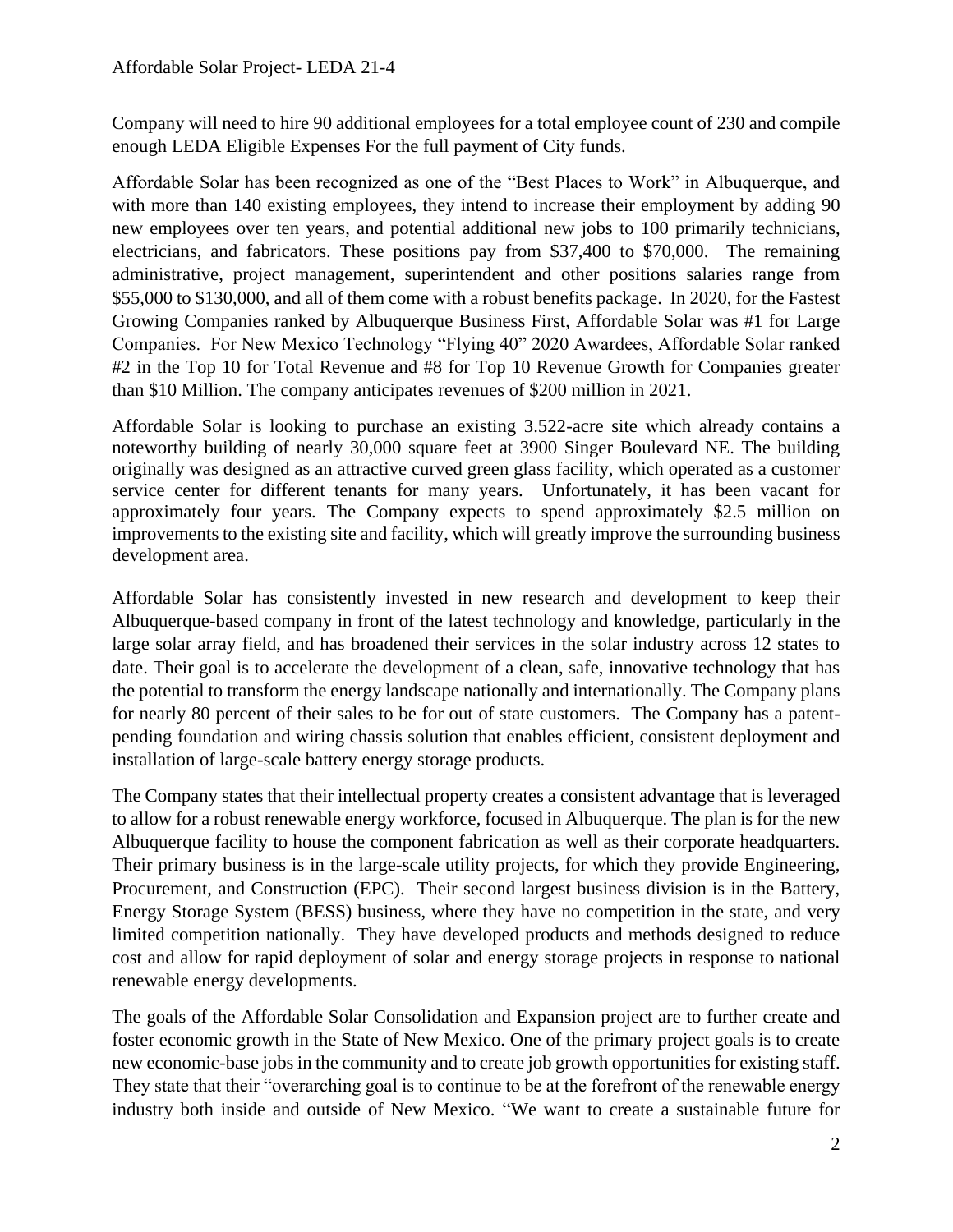Company will need to hire 90 additional employees for a total employee count of 230 and compile enough LEDA Eligible Expenses For the full payment of City funds.

Affordable Solar has been recognized as one of the "Best Places to Work" in Albuquerque, and with more than 140 existing employees, they intend to increase their employment by adding 90 new employees over ten years, and potential additional new jobs to 100 primarily technicians, electricians, and fabricators. These positions pay from $37,400 to $70,000. The remaining administrative, project management, superintendent and other positions salaries range from $55,000 to $130,000, and all of them come with a robust benefits package. In 2020, for the Fastest Growing Companies ranked by Albuquerque Business First, Affordable Solar was #1 for Large Companies. For New Mexico Technology "Flying 40" 2020 Awardees, Affordable Solar ranked #2 in the Top 10 for Total Revenue and #8 for Top 10 Revenue Growth for Companies greater than $10 Million. The company anticipates revenues of $200 million in 2021.

Affordable Solar is looking to purchase an existing 3.522-acre site which already contains a noteworthy building of nearly 30,000 square feet at 3900 Singer Boulevard NE. The building originally was designed as an attractive curved green glass facility, which operated as a customer service center for different tenants for many years. Unfortunately, it has been vacant for approximately four years. The Company expects to spend approximately $2.5 million on improvements to the existing site and facility, which will greatly improve the surrounding business development area.

Affordable Solar has consistently invested in new research and development to keep their Albuquerque-based company in front of the latest technology and knowledge, particularly in the large solar array field, and has broadened their services in the solar industry across 12 states to date. Their goal is to accelerate the development of a clean, safe, innovative technology that has the potential to transform the energy landscape nationally and internationally. The Company plans for nearly 80 percent of their sales to be for out of state customers. The Company has a patent-pending foundation and wiring chassis solution that enables efficient, consistent deployment and installation of large-scale battery energy storage products.

The Company states that their intellectual property creates a consistent advantage that is leveraged to allow for a robust renewable energy workforce, focused in Albuquerque. The plan is for the new Albuquerque facility to house the component fabrication as well as their corporate headquarters. Their primary business is in the large-scale utility projects, for which they provide Engineering, Procurement, and Construction (EPC). Their second largest business division is in the Battery, Energy Storage System (BESS) business, where they have no competition in the state, and very limited competition nationally. They have developed products and methods designed to reduce cost and allow for rapid deployment of solar and energy storage projects in response to national renewable energy developments.

The goals of the Affordable Solar Consolidation and Expansion project are to further create and foster economic growth in the State of New Mexico. One of the primary project goals is to create new economic-base jobs in the community and to create job growth opportunities for existing staff. They state that their "overarching goal is to continue to be at the forefront of the renewable energy industry both inside and outside of New Mexico. "We want to create a sustainable future for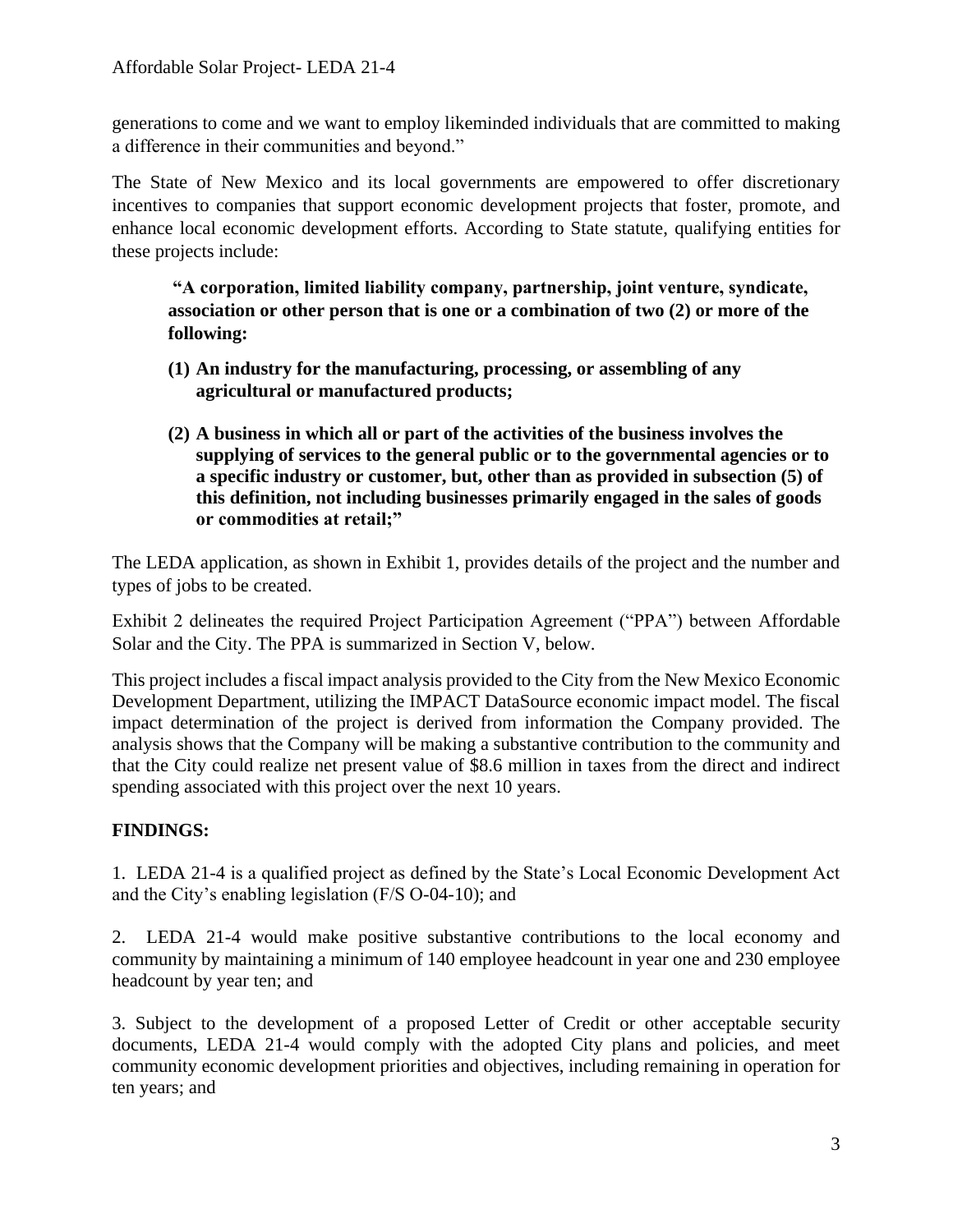generations to come and we want to employ likeminded individuals that are committed to making a difference in their communities and beyond."

The State of New Mexico and its local governments are empowered to offer discretionary incentives to companies that support economic development projects that foster, promote, and enhance local economic development efforts. According to State statute, qualifying entities for these projects include:

> **"A corporation, limited liability company, partnership, joint venture, syndicate, association or other person that is one or a combination of two (2) or more of the following:**
>
> **(1) An industry for the manufacturing, processing, or assembling of any agricultural or manufactured products;**
>
> **(2) A business in which all or part of the activities of the business involves the supplying of services to the general public or to the governmental agencies or to a specific industry or customer, but, other than as provided in subsection (5) of this definition, not including businesses primarily engaged in the sales of goods or commodities at retail;"**

The LEDA application, as shown in Exhibit 1, provides details of the project and the number and types of jobs to be created.

Exhibit 2 delineates the required Project Participation Agreement ("PPA") between Affordable Solar and the City. The PPA is summarized in Section V, below.

This project includes a fiscal impact analysis provided to the City from the New Mexico Economic Development Department, utilizing the IMPACT DataSource economic impact model. The fiscal impact determination of the project is derived from information the Company provided. The analysis shows that the Company will be making a substantive contribution to the community and that the City could realize net present value of $8.6 million in taxes from the direct and indirect spending associated with this project over the next 10 years.

## FINDINGS:

1. LEDA 21-4 is a qualified project as defined by the State's Local Economic Development Act and the City's enabling legislation (F/S O-04-10); and

2. LEDA 21-4 would make positive substantive contributions to the local economy and community by maintaining a minimum of 140 employee headcount in year one and 230 employee headcount by year ten; and

3. Subject to the development of a proposed Letter of Credit or other acceptable security documents, LEDA 21-4 would comply with the adopted City plans and policies, and meet community economic development priorities and objectives, including remaining in operation for ten years; and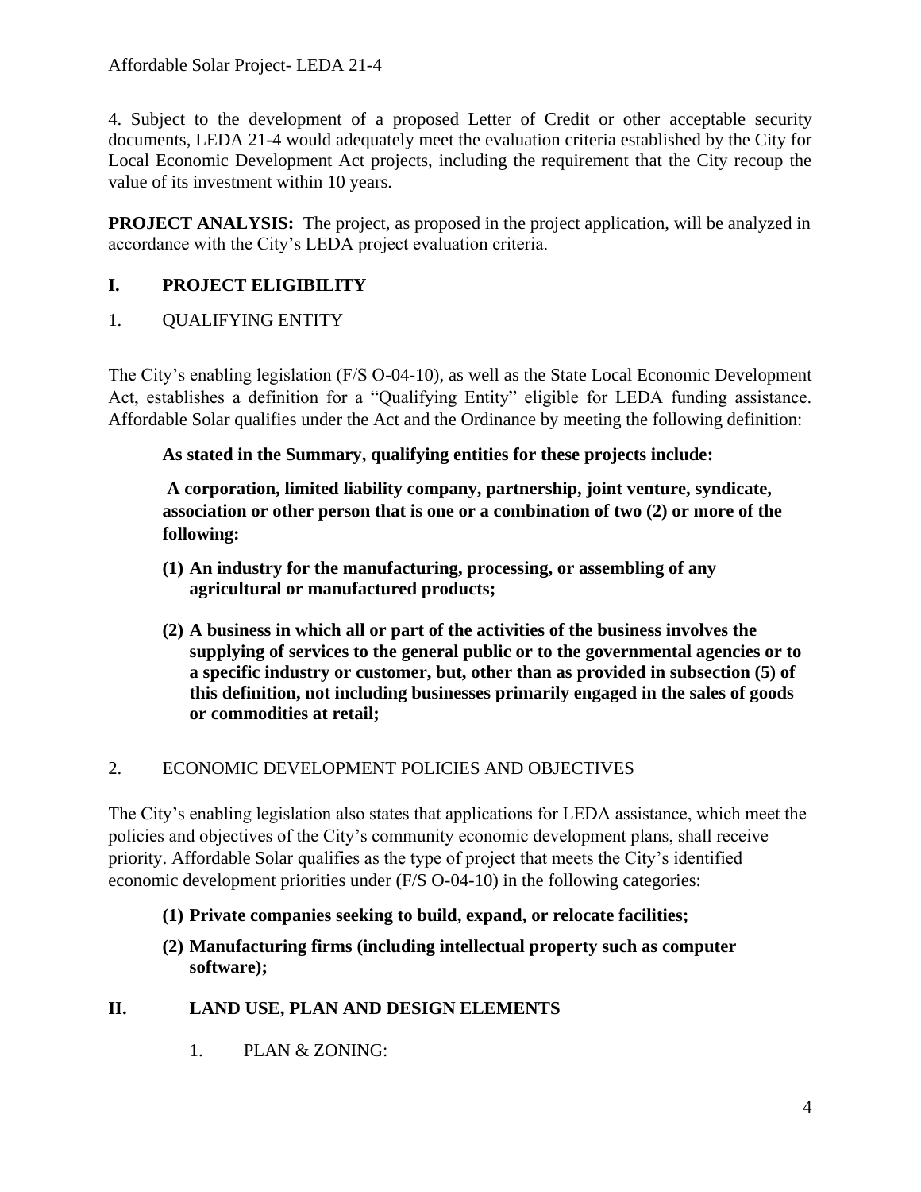4. Subject to the development of a proposed Letter of Credit or other acceptable security documents, LEDA 21-4 would adequately meet the evaluation criteria established by the City for Local Economic Development Act projects, including the requirement that the City recoup the value of its investment within 10 years.

**PROJECT ANALYSIS:** The project, as proposed in the project application, will be analyzed in accordance with the City's LEDA project evaluation criteria.

## I. PROJECT ELIGIBILITY

### 1. QUALIFYING ENTITY

The City's enabling legislation (F/S O-04-10), as well as the State Local Economic Development Act, establishes a definition for a "Qualifying Entity" eligible for LEDA funding assistance. Affordable Solar qualifies under the Act and the Ordinance by meeting the following definition:

**As stated in the Summary, qualifying entities for these projects include:**

**A corporation, limited liability company, partnership, joint venture, syndicate, association or other person that is one or a combination of two (2) or more of the following:**

**(1) An industry for the manufacturing, processing, or assembling of any agricultural or manufactured products;**

**(2) A business in which all or part of the activities of the business involves the supplying of services to the general public or to the governmental agencies or to a specific industry or customer, but, other than as provided in subsection (5) of this definition, not including businesses primarily engaged in the sales of goods or commodities at retail;**

### 2. ECONOMIC DEVELOPMENT POLICIES AND OBJECTIVES

The City's enabling legislation also states that applications for LEDA assistance, which meet the policies and objectives of the City's community economic development plans, shall receive priority. Affordable Solar qualifies as the type of project that meets the City's identified economic development priorities under (F/S O-04-10) in the following categories:

**(1) Private companies seeking to build, expand, or relocate facilities;**

**(2) Manufacturing firms (including intellectual property such as computer software);**

## II. LAND USE, PLAN AND DESIGN ELEMENTS

### 1. PLAN & ZONING: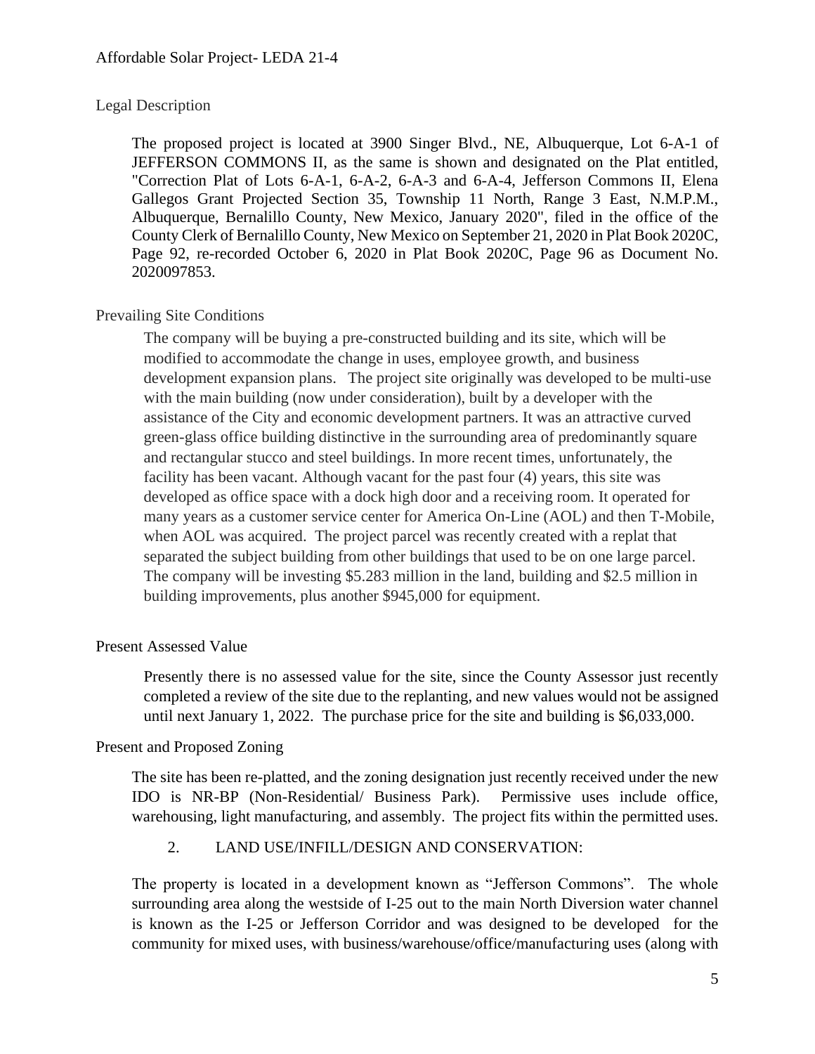## Legal Description

The proposed project is located at 3900 Singer Blvd., NE, Albuquerque, Lot 6-A-1 of JEFFERSON COMMONS II, as the same is shown and designated on the Plat entitled, "Correction Plat of Lots 6-A-1, 6-A-2, 6-A-3 and 6-A-4, Jefferson Commons II, Elena Gallegos Grant Projected Section 35, Township 11 North, Range 3 East, N.M.P.M., Albuquerque, Bernalillo County, New Mexico, January 2020", filed in the office of the County Clerk of Bernalillo County, New Mexico on September 21, 2020 in Plat Book 2020C, Page 92, re-recorded October 6, 2020 in Plat Book 2020C, Page 96 as Document No. 2020097853.

## Prevailing Site Conditions

The company will be buying a pre-constructed building and its site, which will be modified to accommodate the change in uses, employee growth, and business development expansion plans. The project site originally was developed to be multi-use with the main building (now under consideration), built by a developer with the assistance of the City and economic development partners. It was an attractive curved green-glass office building distinctive in the surrounding area of predominantly square and rectangular stucco and steel buildings. In more recent times, unfortunately, the facility has been vacant. Although vacant for the past four (4) years, this site was developed as office space with a dock high door and a receiving room. It operated for many years as a customer service center for America On-Line (AOL) and then T-Mobile, when AOL was acquired. The project parcel was recently created with a replat that separated the subject building from other buildings that used to be on one large parcel. The company will be investing $5.283 million in the land, building and $2.5 million in building improvements, plus another $945,000 for equipment.

## Present Assessed Value

Presently there is no assessed value for the site, since the County Assessor just recently completed a review of the site due to the replanting, and new values would not be assigned until next January 1, 2022. The purchase price for the site and building is $6,033,000.

## Present and Proposed Zoning

The site has been re-platted, and the zoning designation just recently received under the new IDO is NR-BP (Non-Residential/ Business Park). Permissive uses include office, warehousing, light manufacturing, and assembly. The project fits within the permitted uses.

## 2. LAND USE/INFILL/DESIGN AND CONSERVATION:

The property is located in a development known as "Jefferson Commons". The whole surrounding area along the westside of I-25 out to the main North Diversion water channel is known as the I-25 or Jefferson Corridor and was designed to be developed for the community for mixed uses, with business/warehouse/office/manufacturing uses (along with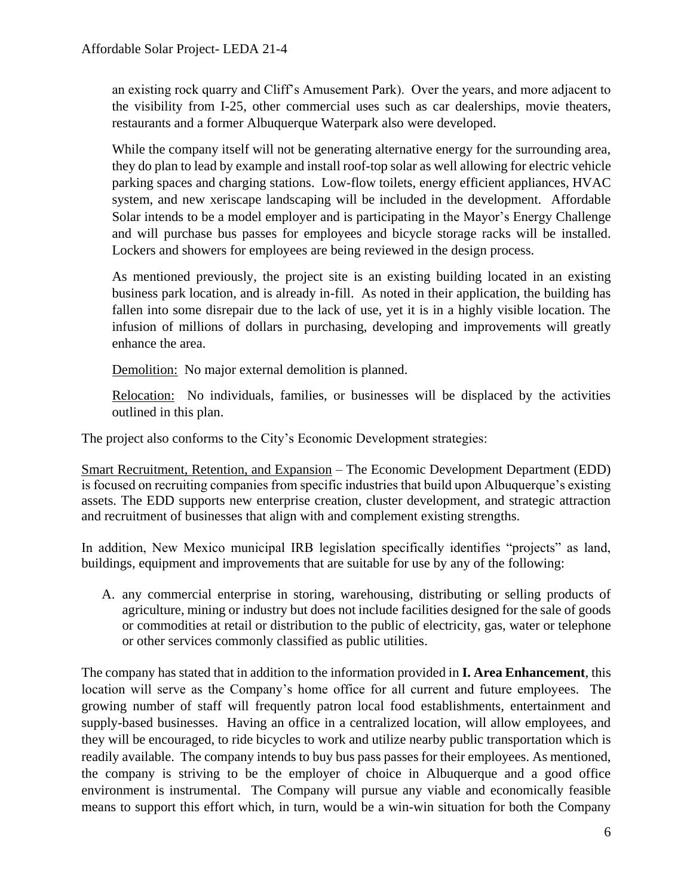an existing rock quarry and Cliff's Amusement Park). Over the years, and more adjacent to the visibility from I-25, other commercial uses such as car dealerships, movie theaters, restaurants and a former Albuquerque Waterpark also were developed.

While the company itself will not be generating alternative energy for the surrounding area, they do plan to lead by example and install roof-top solar as well allowing for electric vehicle parking spaces and charging stations. Low-flow toilets, energy efficient appliances, HVAC system, and new xeriscape landscaping will be included in the development. Affordable Solar intends to be a model employer and is participating in the Mayor's Energy Challenge and will purchase bus passes for employees and bicycle storage racks will be installed. Lockers and showers for employees are being reviewed in the design process.

As mentioned previously, the project site is an existing building located in an existing business park location, and is already in-fill. As noted in their application, the building has fallen into some disrepair due to the lack of use, yet it is in a highly visible location. The infusion of millions of dollars in purchasing, developing and improvements will greatly enhance the area.

Demolition: No major external demolition is planned.

Relocation: No individuals, families, or businesses will be displaced by the activities outlined in this plan.

The project also conforms to the City's Economic Development strategies:

Smart Recruitment, Retention, and Expansion – The Economic Development Department (EDD) is focused on recruiting companies from specific industries that build upon Albuquerque's existing assets. The EDD supports new enterprise creation, cluster development, and strategic attraction and recruitment of businesses that align with and complement existing strengths.

In addition, New Mexico municipal IRB legislation specifically identifies "projects" as land, buildings, equipment and improvements that are suitable for use by any of the following:

A. any commercial enterprise in storing, warehousing, distributing or selling products of agriculture, mining or industry but does not include facilities designed for the sale of goods or commodities at retail or distribution to the public of electricity, gas, water or telephone or other services commonly classified as public utilities.

The company has stated that in addition to the information provided in **I. Area Enhancement**, this location will serve as the Company's home office for all current and future employees. The growing number of staff will frequently patron local food establishments, entertainment and supply-based businesses. Having an office in a centralized location, will allow employees, and they will be encouraged, to ride bicycles to work and utilize nearby public transportation which is readily available. The company intends to buy bus pass passes for their employees. As mentioned, the company is striving to be the employer of choice in Albuquerque and a good office environment is instrumental. The Company will pursue any viable and economically feasible means to support this effort which, in turn, would be a win-win situation for both the Company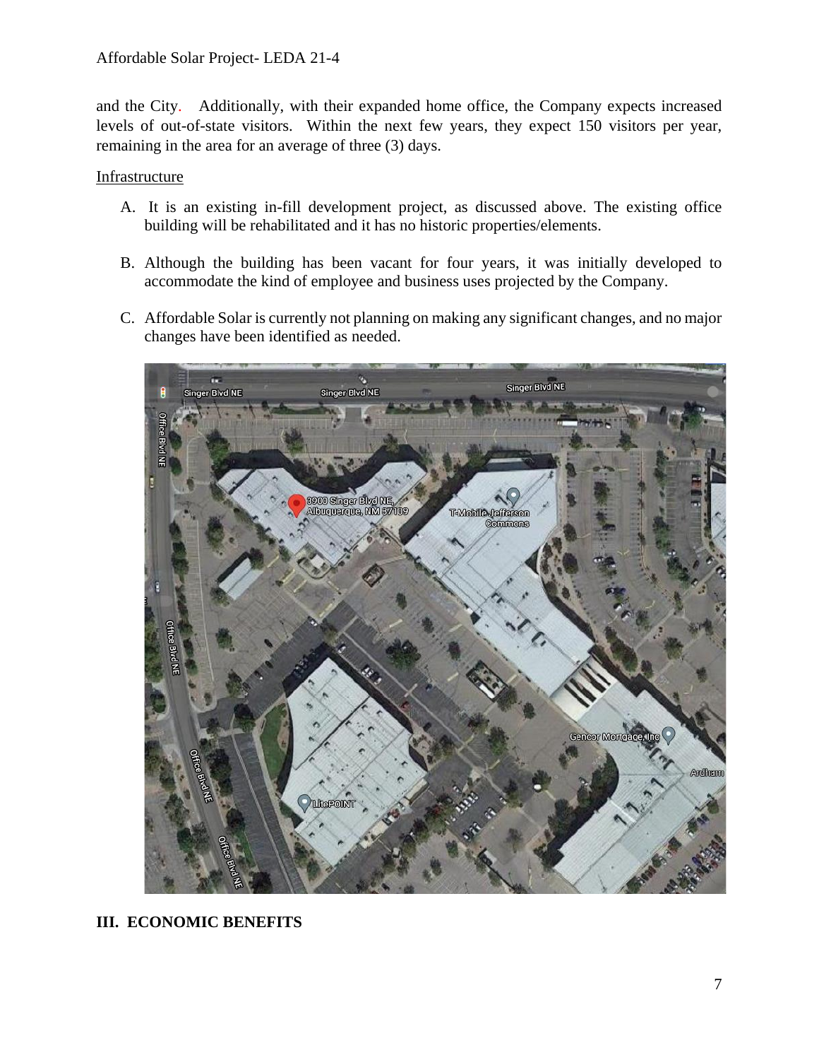and the City. Additionally, with their expanded home office, the Company expects increased levels of out-of-state visitors. Within the next few years, they expect 150 visitors per year, remaining in the area for an average of three (3) days.

Infrastructure

A. It is an existing in-fill development project, as discussed above. The existing office building will be rehabilitated and it has no historic properties/elements.

B. Although the building has been vacant for four years, it was initially developed to accommodate the kind of employee and business uses projected by the Company.

C. Affordable Solar is currently not planning on making any significant changes, and no major changes have been identified as needed.

## III. ECONOMIC BENEFITS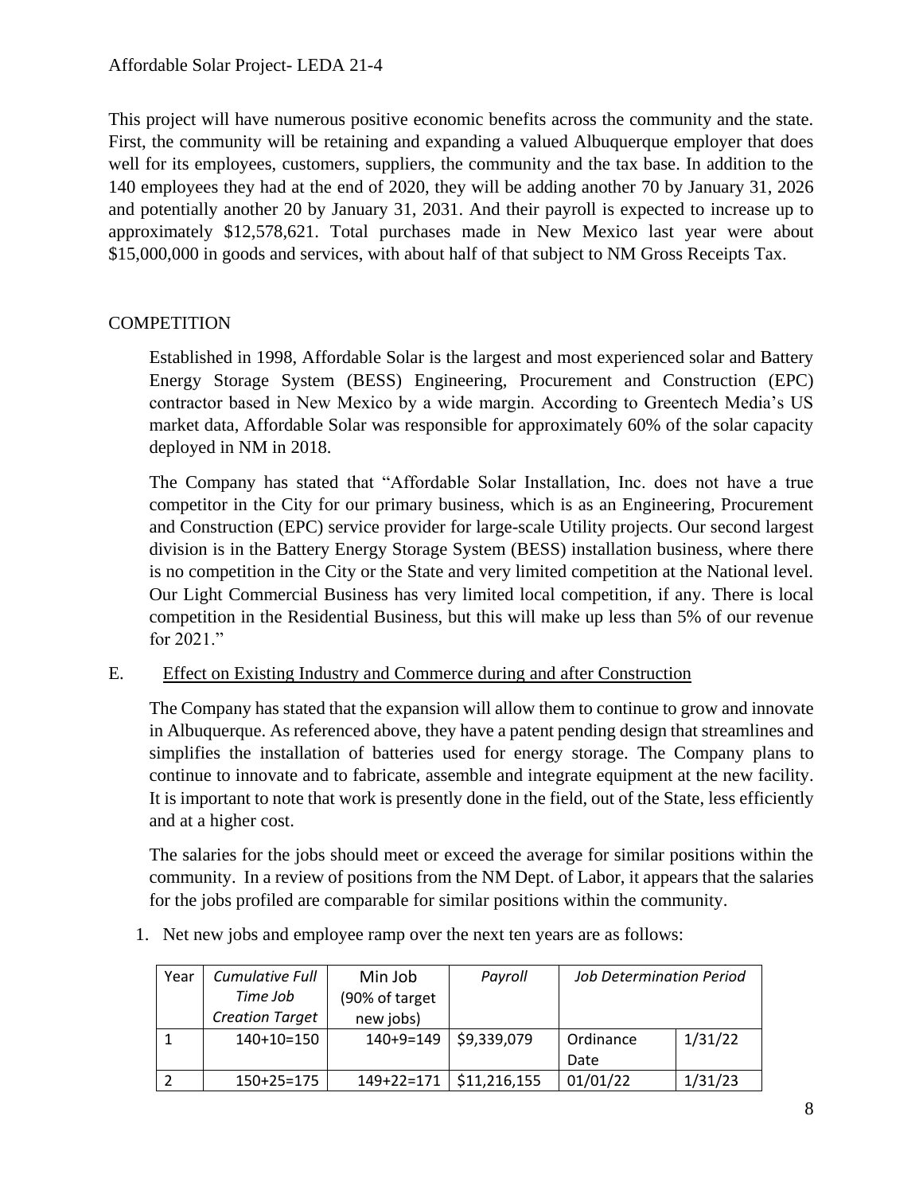This project will have numerous positive economic benefits across the community and the state. First, the community will be retaining and expanding a valued Albuquerque employer that does well for its employees, customers, suppliers, the community and the tax base. In addition to the 140 employees they had at the end of 2020, they will be adding another 70 by January 31, 2026 and potentially another 20 by January 31, 2031. And their payroll is expected to increase up to approximately $12,578,621. Total purchases made in New Mexico last year were about $15,000,000 in goods and services, with about half of that subject to NM Gross Receipts Tax.

## COMPETITION

Established in 1998, Affordable Solar is the largest and most experienced solar and Battery Energy Storage System (BESS) Engineering, Procurement and Construction (EPC) contractor based in New Mexico by a wide margin. According to Greentech Media's US market data, Affordable Solar was responsible for approximately 60% of the solar capacity deployed in NM in 2018.

The Company has stated that "Affordable Solar Installation, Inc. does not have a true competitor in the City for our primary business, which is as an Engineering, Procurement and Construction (EPC) service provider for large-scale Utility projects. Our second largest division is in the Battery Energy Storage System (BESS) installation business, where there is no competition in the City or the State and very limited competition at the National level. Our Light Commercial Business has very limited local competition, if any. There is local competition in the Residential Business, but this will make up less than 5% of our revenue for 2021."

## E. Effect on Existing Industry and Commerce during and after Construction

The Company has stated that the expansion will allow them to continue to grow and innovate in Albuquerque. As referenced above, they have a patent pending design that streamlines and simplifies the installation of batteries used for energy storage. The Company plans to continue to innovate and to fabricate, assemble and integrate equipment at the new facility. It is important to note that work is presently done in the field, out of the State, less efficiently and at a higher cost.

The salaries for the jobs should meet or exceed the average for similar positions within the community. In a review of positions from the NM Dept. of Labor, it appears that the salaries for the jobs profiled are comparable for similar positions within the community.

1. Net new jobs and employee ramp over the next ten years are as follows:

| Year | *Cumulative Full Time Job Creation Target* | Min Job (90% of target new jobs) | *Payroll* | *Job Determination Period* | |
|---|---|---|---|---|---|
| 1 | 140+10=150 | 140+9=149 | $9,339,079 | Ordinance Date | 1/31/22 |
| 2 | 150+25=175 | 149+22=171 | $11,216,155 | 01/01/22 | 1/31/23 |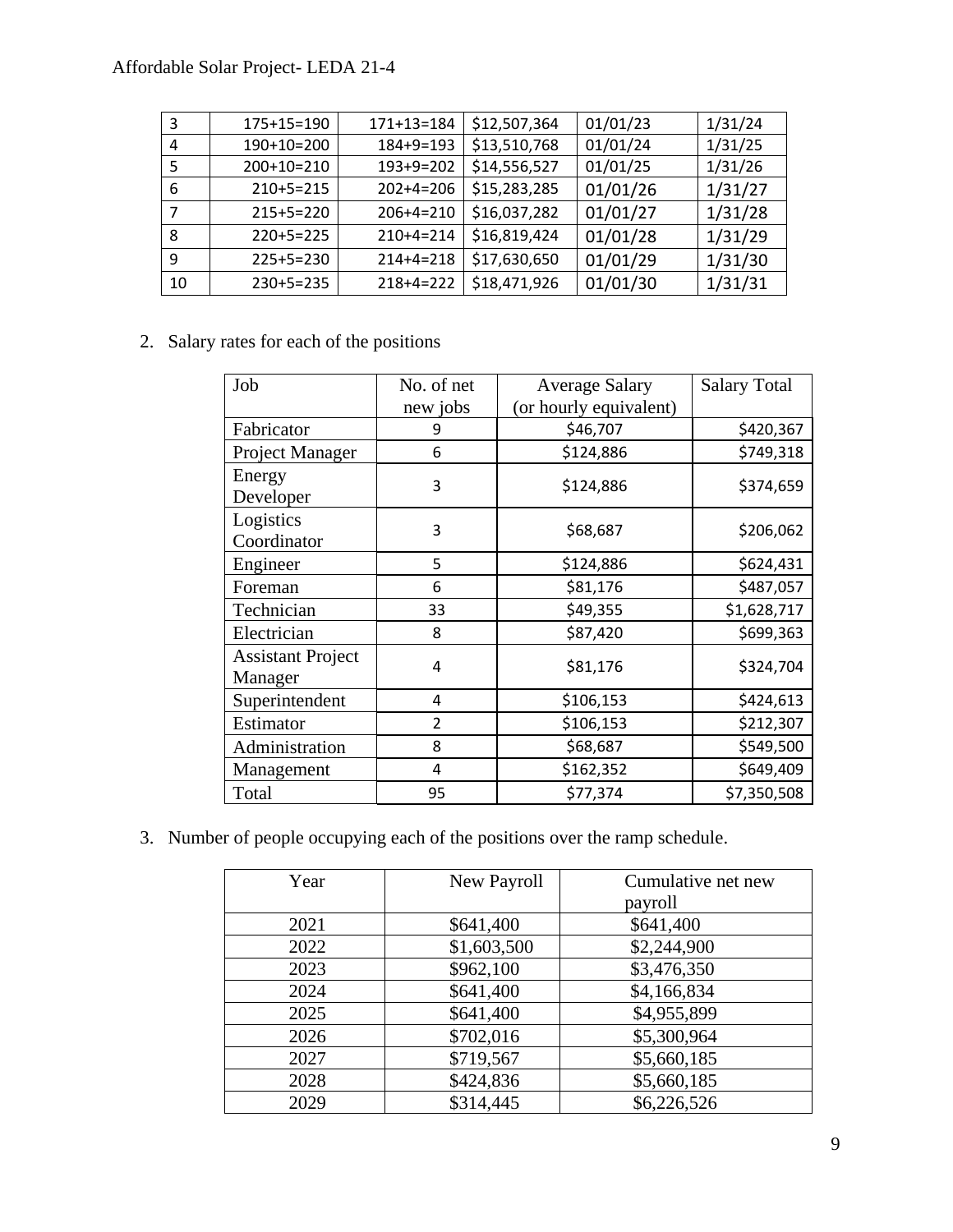| 3 | 175+15=190 | 171+13=184 | $12,507,364 | 01/01/23 | 1/31/24 |
|---|---|---|---|---|---|
| 4 | 190+10=200 | 184+9=193 | $13,510,768 | 01/01/24 | 1/31/25 |
| 5 | 200+10=210 | 193+9=202 | $14,556,527 | 01/01/25 | 1/31/26 |
| 6 | 210+5=215 | 202+4=206 | $15,283,285 | 01/01/26 | 1/31/27 |
| 7 | 215+5=220 | 206+4=210 | $16,037,282 | 01/01/27 | 1/31/28 |
| 8 | 220+5=225 | 210+4=214 | $16,819,424 | 01/01/28 | 1/31/29 |
| 9 | 225+5=230 | 214+4=218 | $17,630,650 | 01/01/29 | 1/31/30 |
| 10 | 230+5=235 | 218+4=222 | $18,471,926 | 01/01/30 | 1/31/31 |

2. Salary rates for each of the positions

| Job | No. of net new jobs | Average Salary (or hourly equivalent) | Salary Total |
|---|---|---|---|
| Fabricator | 9 | $46,707 | $420,367 |
| Project Manager | 6 | $124,886 | $749,318 |
| Energy Developer | 3 | $124,886 | $374,659 |
| Logistics Coordinator | 3 | $68,687 | $206,062 |
| Engineer | 5 | $124,886 | $624,431 |
| Foreman | 6 | $81,176 | $487,057 |
| Technician | 33 | $49,355 | $1,628,717 |
| Electrician | 8 | $87,420 | $699,363 |
| Assistant Project Manager | 4 | $81,176 | $324,704 |
| Superintendent | 4 | $106,153 | $424,613 |
| Estimator | 2 | $106,153 | $212,307 |
| Administration | 8 | $68,687 | $549,500 |
| Management | 4 | $162,352 | $649,409 |
| Total | 95 | $77,374 | $7,350,508 |

3. Number of people occupying each of the positions over the ramp schedule.

| Year | New Payroll | Cumulative net new payroll |
|---|---|---|
| 2021 | $641,400 | $641,400 |
| 2022 | $1,603,500 | $2,244,900 |
| 2023 | $962,100 | $3,476,350 |
| 2024 | $641,400 | $4,166,834 |
| 2025 | $641,400 | $4,955,899 |
| 2026 | $702,016 | $5,300,964 |
| 2027 | $719,567 | $5,660,185 |
| 2028 | $424,836 | $5,660,185 |
| 2029 | $314,445 | $6,226,526 |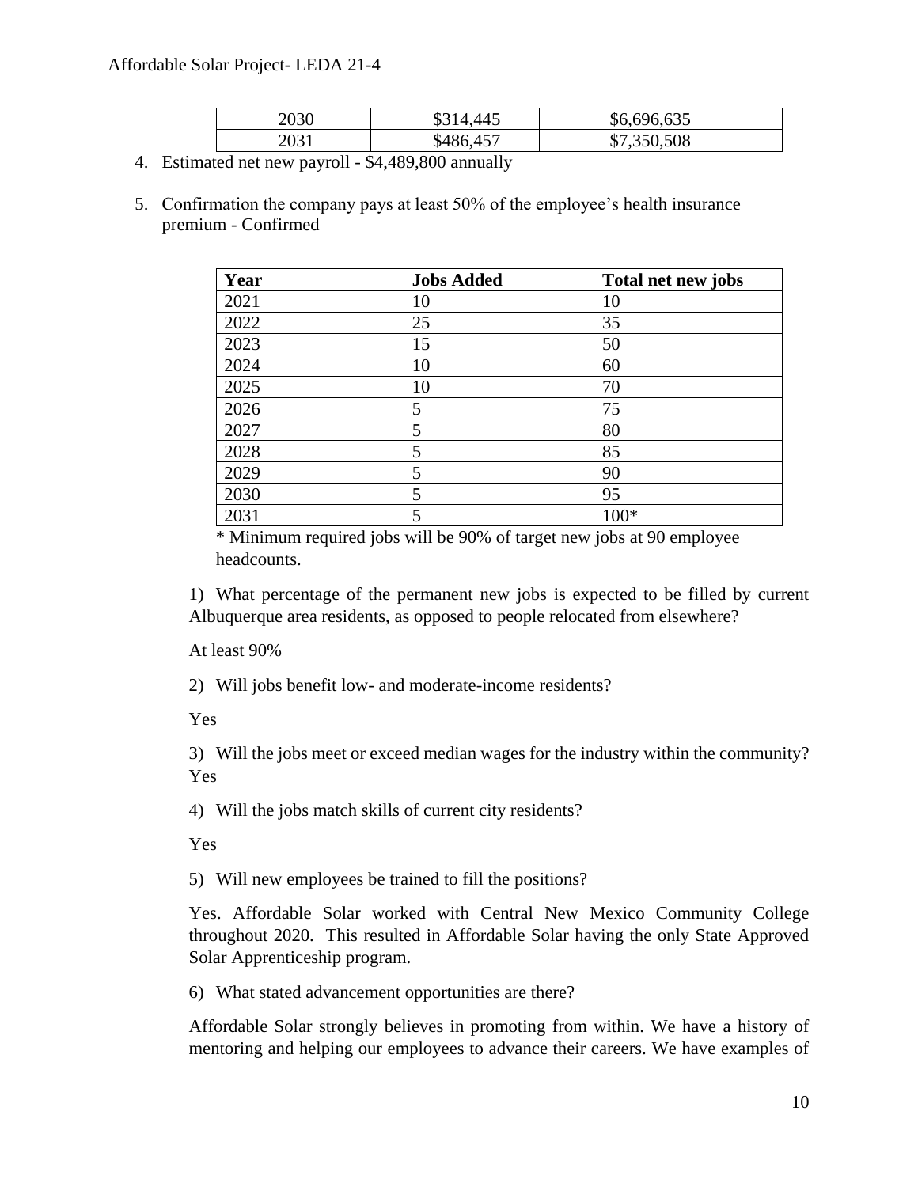| 2030 | $314,445 | $6,696,635 |
|---|---|---|
| 2031 | $486,457 | $7,350,508 |

4. Estimated net new payroll - $4,489,800 annually

5. Confirmation the company pays at least 50% of the employee's health insurance premium - Confirmed

| Year | Jobs Added | Total net new jobs |
|---|---|---|
| 2021 | 10 | 10 |
| 2022 | 25 | 35 |
| 2023 | 15 | 50 |
| 2024 | 10 | 60 |
| 2025 | 10 | 70 |
| 2026 | 5 | 75 |
| 2027 | 5 | 80 |
| 2028 | 5 | 85 |
| 2029 | 5 | 90 |
| 2030 | 5 | 95 |
| 2031 | 5 | 100* |

* Minimum required jobs will be 90% of target new jobs at 90 employee headcounts.

1) What percentage of the permanent new jobs is expected to be filled by current Albuquerque area residents, as opposed to people relocated from elsewhere?

At least 90%

2) Will jobs benefit low- and moderate-income residents?

Yes

3) Will the jobs meet or exceed median wages for the industry within the community? Yes

4) Will the jobs match skills of current city residents?

Yes

5) Will new employees be trained to fill the positions?

Yes. Affordable Solar worked with Central New Mexico Community College throughout 2020. This resulted in Affordable Solar having the only State Approved Solar Apprenticeship program.

6) What stated advancement opportunities are there?

Affordable Solar strongly believes in promoting from within. We have a history of mentoring and helping our employees to advance their careers. We have examples of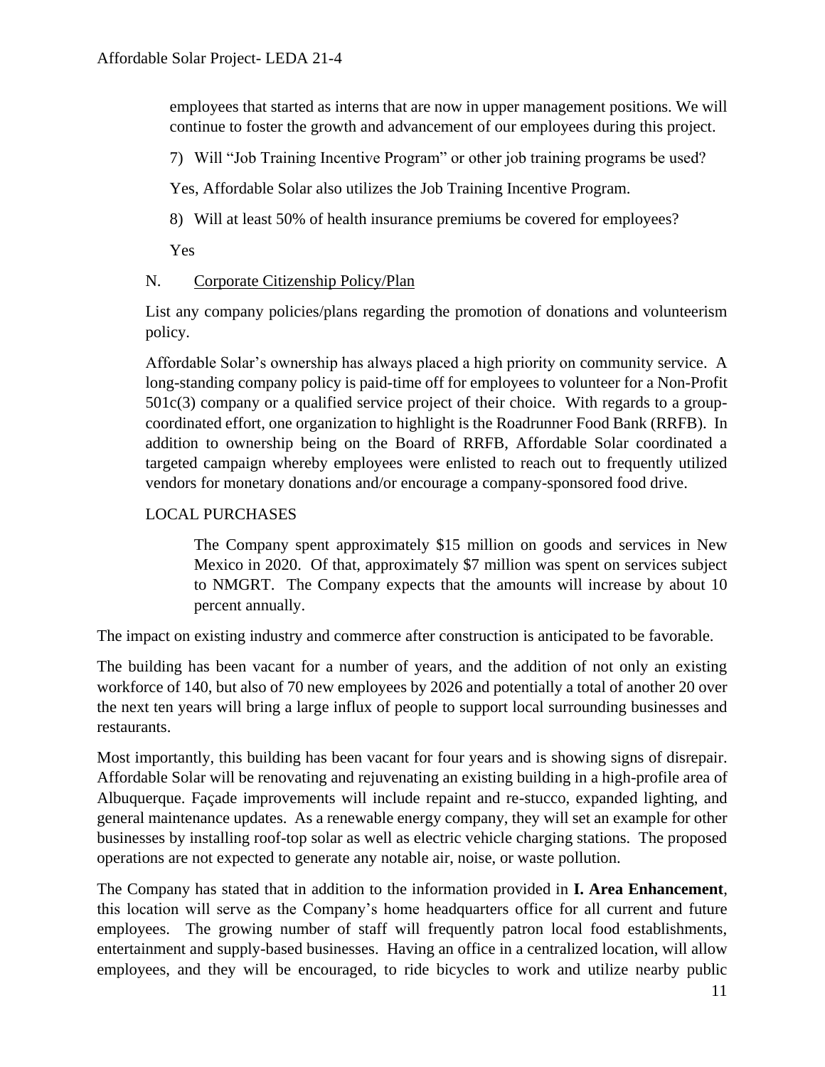employees that started as interns that are now in upper management positions. We will continue to foster the growth and advancement of our employees during this project.

7) Will "Job Training Incentive Program" or other job training programs be used?

Yes, Affordable Solar also utilizes the Job Training Incentive Program.

8) Will at least 50% of health insurance premiums be covered for employees?

Yes

N. Corporate Citizenship Policy/Plan

List any company policies/plans regarding the promotion of donations and volunteerism policy.

Affordable Solar's ownership has always placed a high priority on community service. A long-standing company policy is paid-time off for employees to volunteer for a Non-Profit 501c(3) company or a qualified service project of their choice. With regards to a group-coordinated effort, one organization to highlight is the Roadrunner Food Bank (RRFB). In addition to ownership being on the Board of RRFB, Affordable Solar coordinated a targeted campaign whereby employees were enlisted to reach out to frequently utilized vendors for monetary donations and/or encourage a company-sponsored food drive.

LOCAL PURCHASES

The Company spent approximately $15 million on goods and services in New Mexico in 2020. Of that, approximately $7 million was spent on services subject to NMGRT. The Company expects that the amounts will increase by about 10 percent annually.

The impact on existing industry and commerce after construction is anticipated to be favorable.

The building has been vacant for a number of years, and the addition of not only an existing workforce of 140, but also of 70 new employees by 2026 and potentially a total of another 20 over the next ten years will bring a large influx of people to support local surrounding businesses and restaurants.

Most importantly, this building has been vacant for four years and is showing signs of disrepair. Affordable Solar will be renovating and rejuvenating an existing building in a high-profile area of Albuquerque. Façade improvements will include repaint and re-stucco, expanded lighting, and general maintenance updates. As a renewable energy company, they will set an example for other businesses by installing roof-top solar as well as electric vehicle charging stations. The proposed operations are not expected to generate any notable air, noise, or waste pollution.

The Company has stated that in addition to the information provided in **I. Area Enhancement**, this location will serve as the Company's home headquarters office for all current and future employees. The growing number of staff will frequently patron local food establishments, entertainment and supply-based businesses. Having an office in a centralized location, will allow employees, and they will be encouraged, to ride bicycles to work and utilize nearby public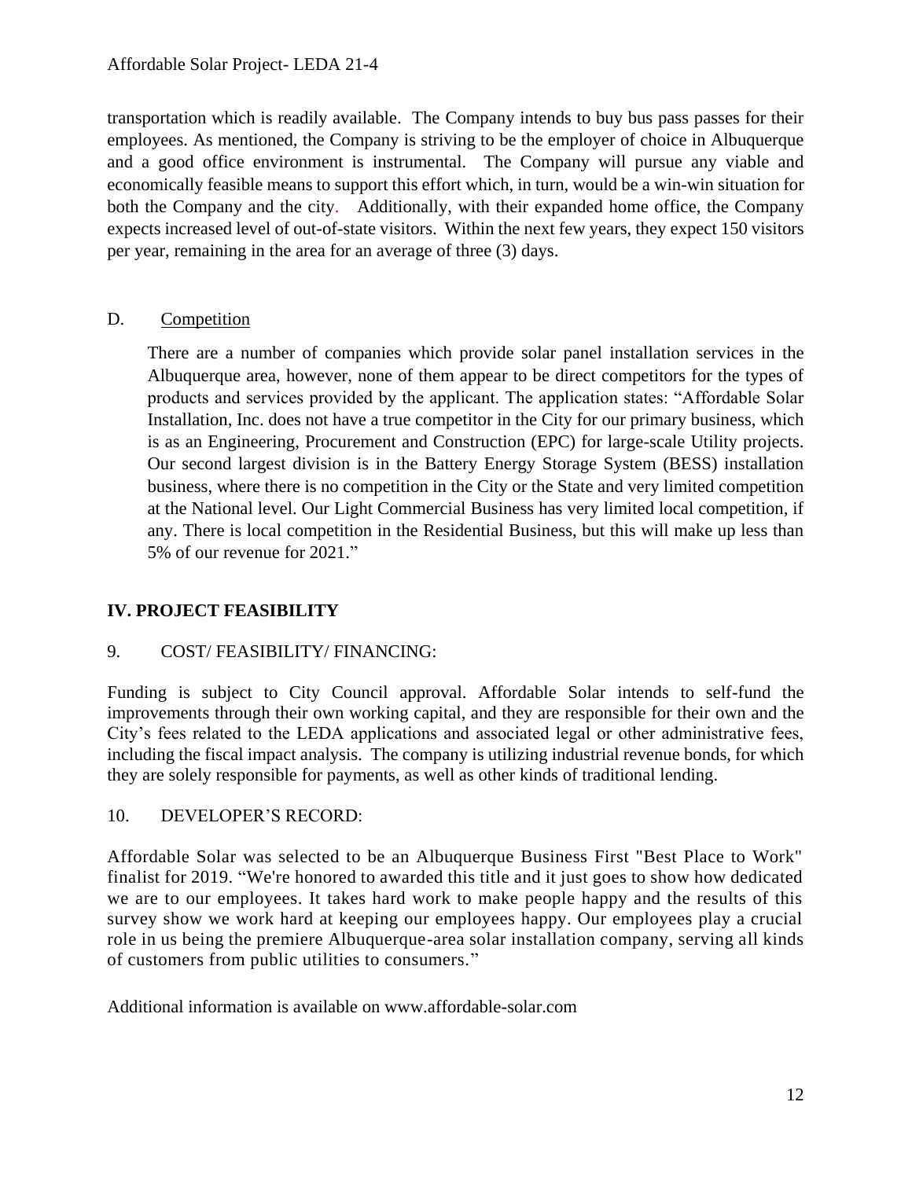transportation which is readily available. The Company intends to buy bus pass passes for their employees. As mentioned, the Company is striving to be the employer of choice in Albuquerque and a good office environment is instrumental. The Company will pursue any viable and economically feasible means to support this effort which, in turn, would be a win-win situation for both the Company and the city. Additionally, with their expanded home office, the Company expects increased level of out-of-state visitors. Within the next few years, they expect 150 visitors per year, remaining in the area for an average of three (3) days.

D. Competition

There are a number of companies which provide solar panel installation services in the Albuquerque area, however, none of them appear to be direct competitors for the types of products and services provided by the applicant. The application states: "Affordable Solar Installation, Inc. does not have a true competitor in the City for our primary business, which is as an Engineering, Procurement and Construction (EPC) for large-scale Utility projects. Our second largest division is in the Battery Energy Storage System (BESS) installation business, where there is no competition in the City or the State and very limited competition at the National level. Our Light Commercial Business has very limited local competition, if any. There is local competition in the Residential Business, but this will make up less than 5% of our revenue for 2021."

## IV. PROJECT FEASIBILITY

9. COST/ FEASIBILITY/ FINANCING:

Funding is subject to City Council approval. Affordable Solar intends to self-fund the improvements through their own working capital, and they are responsible for their own and the City's fees related to the LEDA applications and associated legal or other administrative fees, including the fiscal impact analysis. The company is utilizing industrial revenue bonds, for which they are solely responsible for payments, as well as other kinds of traditional lending.

10. DEVELOPER'S RECORD:

Affordable Solar was selected to be an Albuquerque Business First "Best Place to Work" finalist for 2019. "We're honored to awarded this title and it just goes to show how dedicated we are to our employees. It takes hard work to make people happy and the results of this survey show we work hard at keeping our employees happy. Our employees play a crucial role in us being the premiere Albuquerque-area solar installation company, serving all kinds of customers from public utilities to consumers."

Additional information is available on www.affordable-solar.com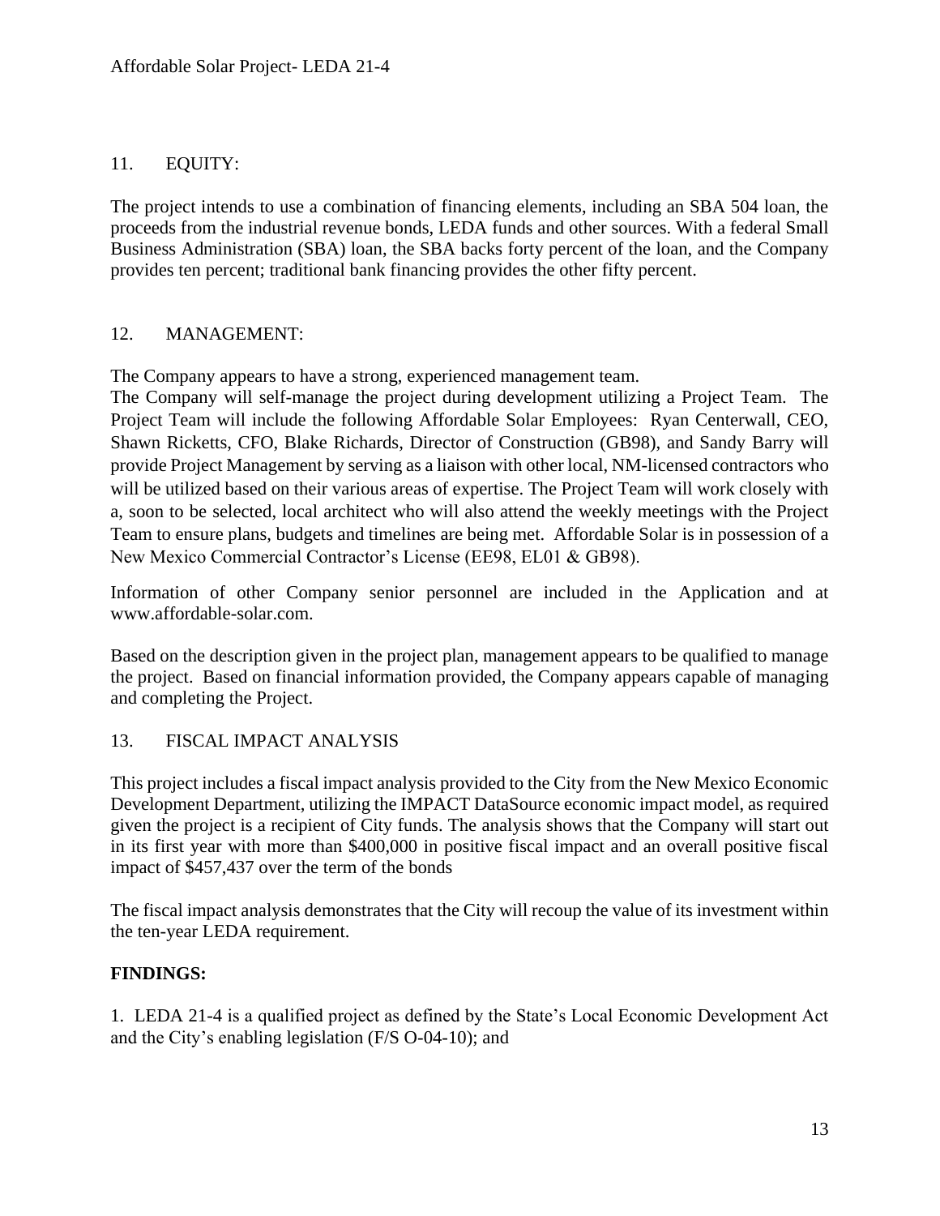11. EQUITY:

The project intends to use a combination of financing elements, including an SBA 504 loan, the proceeds from the industrial revenue bonds, LEDA funds and other sources. With a federal Small Business Administration (SBA) loan, the SBA backs forty percent of the loan, and the Company provides ten percent; traditional bank financing provides the other fifty percent.

12. MANAGEMENT:

The Company appears to have a strong, experienced management team.
The Company will self-manage the project during development utilizing a Project Team. The Project Team will include the following Affordable Solar Employees: Ryan Centerwall, CEO, Shawn Ricketts, CFO, Blake Richards, Director of Construction (GB98), and Sandy Barry will provide Project Management by serving as a liaison with other local, NM-licensed contractors who will be utilized based on their various areas of expertise. The Project Team will work closely with a, soon to be selected, local architect who will also attend the weekly meetings with the Project Team to ensure plans, budgets and timelines are being met. Affordable Solar is in possession of a New Mexico Commercial Contractor's License (EE98, EL01 & GB98).

Information of other Company senior personnel are included in the Application and at www.affordable-solar.com.

Based on the description given in the project plan, management appears to be qualified to manage the project. Based on financial information provided, the Company appears capable of managing and completing the Project.

13. FISCAL IMPACT ANALYSIS

This project includes a fiscal impact analysis provided to the City from the New Mexico Economic Development Department, utilizing the IMPACT DataSource economic impact model, as required given the project is a recipient of City funds. The analysis shows that the Company will start out in its first year with more than $400,000 in positive fiscal impact and an overall positive fiscal impact of $457,437 over the term of the bonds

The fiscal impact analysis demonstrates that the City will recoup the value of its investment within the ten-year LEDA requirement.

**FINDINGS:**

1. LEDA 21-4 is a qualified project as defined by the State's Local Economic Development Act and the City's enabling legislation (F/S O-04-10); and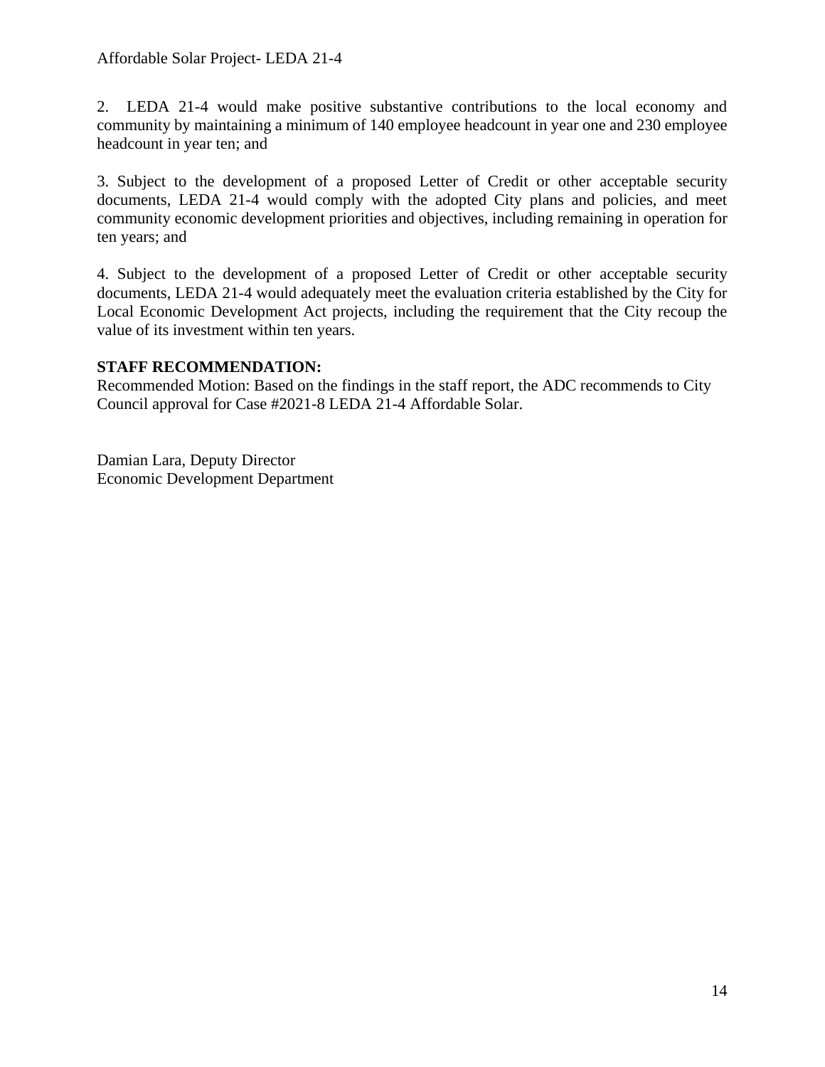2. LEDA 21-4 would make positive substantive contributions to the local economy and community by maintaining a minimum of 140 employee headcount in year one and 230 employee headcount in year ten; and

3. Subject to the development of a proposed Letter of Credit or other acceptable security documents, LEDA 21-4 would comply with the adopted City plans and policies, and meet community economic development priorities and objectives, including remaining in operation for ten years; and

4. Subject to the development of a proposed Letter of Credit or other acceptable security documents, LEDA 21-4 would adequately meet the evaluation criteria established by the City for Local Economic Development Act projects, including the requirement that the City recoup the value of its investment within ten years.

**STAFF RECOMMENDATION:**
Recommended Motion: Based on the findings in the staff report, the ADC recommends to City Council approval for Case #2021-8 LEDA 21-4 Affordable Solar.

Damian Lara, Deputy Director
Economic Development Department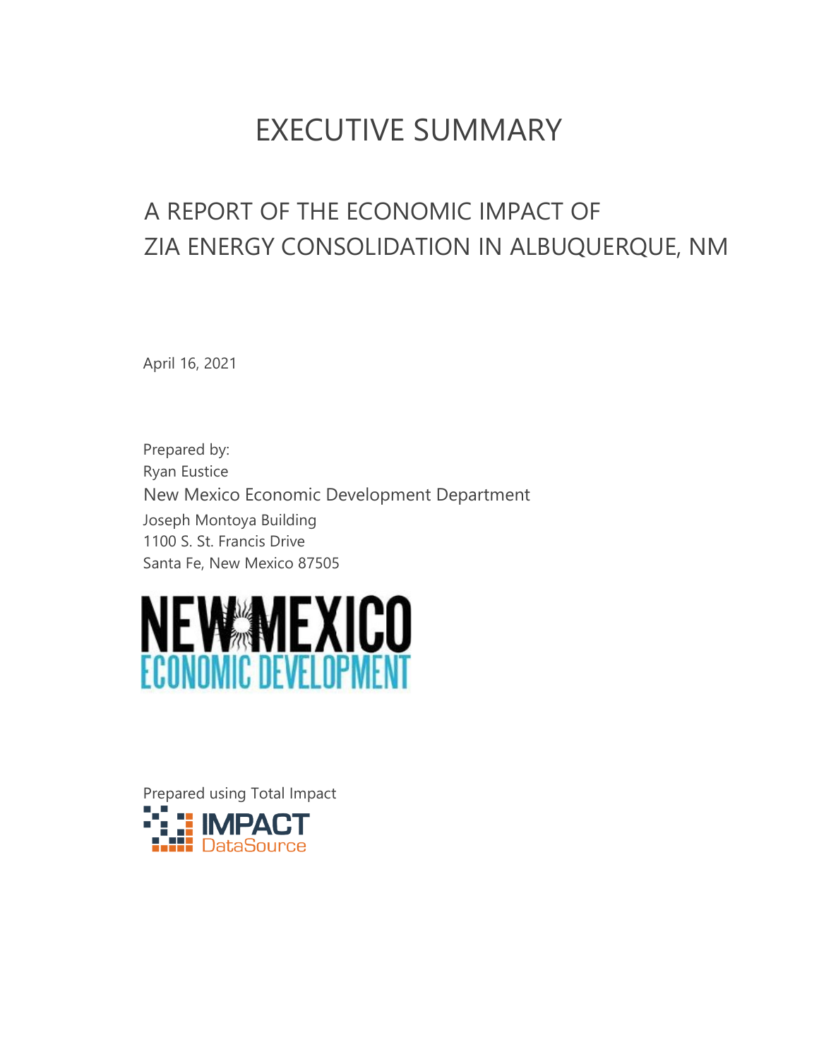# EXECUTIVE SUMMARY

## A REPORT OF THE ECONOMIC IMPACT OF ZIA ENERGY CONSOLIDATION IN ALBUQUERQUE, NM

April 16, 2021

Prepared by:
Ryan Eustice
New Mexico Economic Development Department
Joseph Montoya Building
1100 S. St. Francis Drive
Santa Fe, New Mexico 87505

NEW MEXICO ECONOMIC DEVELOPMENT

Prepared using Total Impact

IMPACT DataSource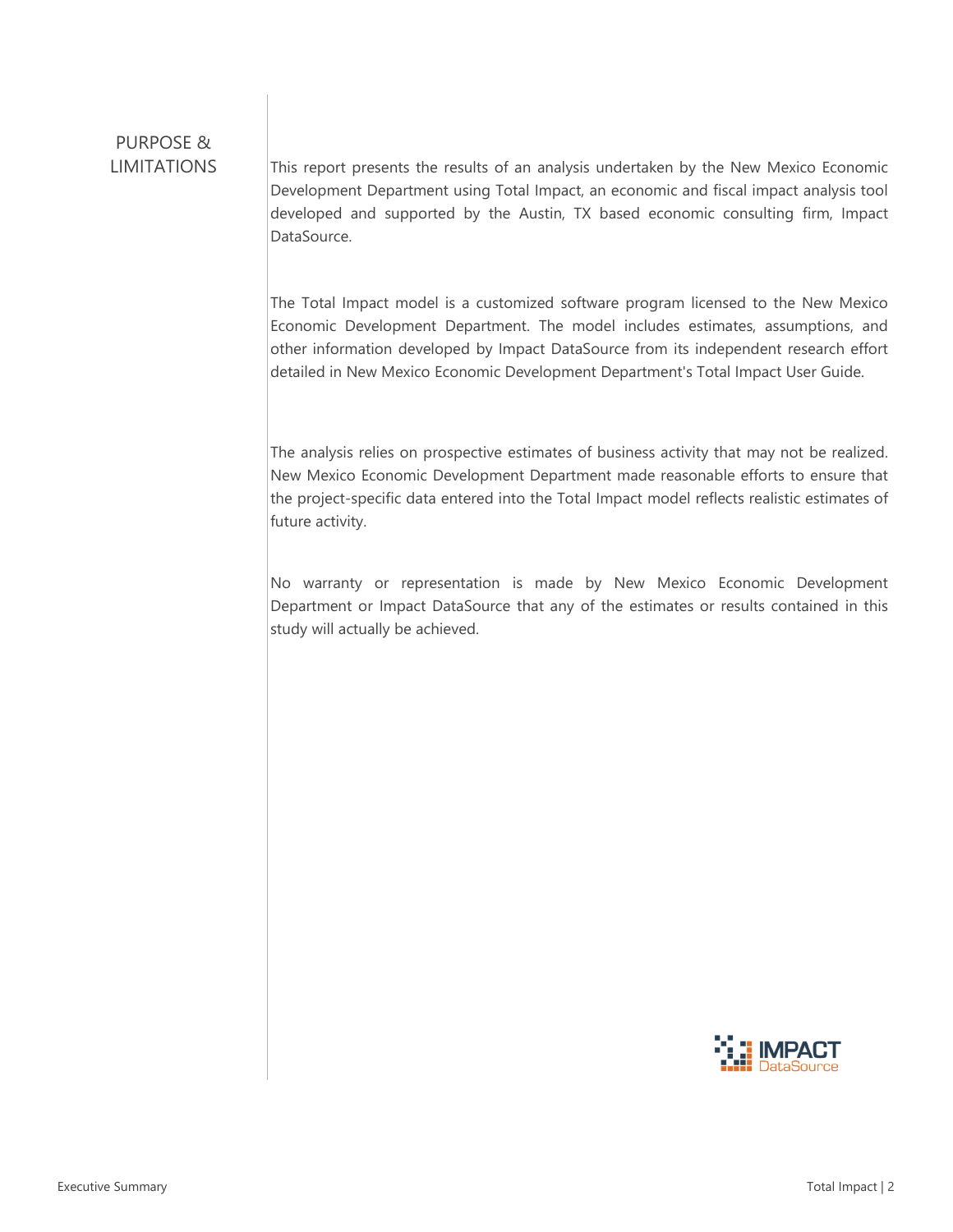## PURPOSE & LIMITATIONS

This report presents the results of an analysis undertaken by the New Mexico Economic Development Department using Total Impact, an economic and fiscal impact analysis tool developed and supported by the Austin, TX based economic consulting firm, Impact DataSource.

The Total Impact model is a customized software program licensed to the New Mexico Economic Development Department. The model includes estimates, assumptions, and other information developed by Impact DataSource from its independent research effort detailed in New Mexico Economic Development Department's Total Impact User Guide.

The analysis relies on prospective estimates of business activity that may not be realized. New Mexico Economic Development Department made reasonable efforts to ensure that the project-specific data entered into the Total Impact model reflects realistic estimates of future activity.

No warranty or representation is made by New Mexico Economic Development Department or Impact DataSource that any of the estimates or results contained in this study will actually be achieved.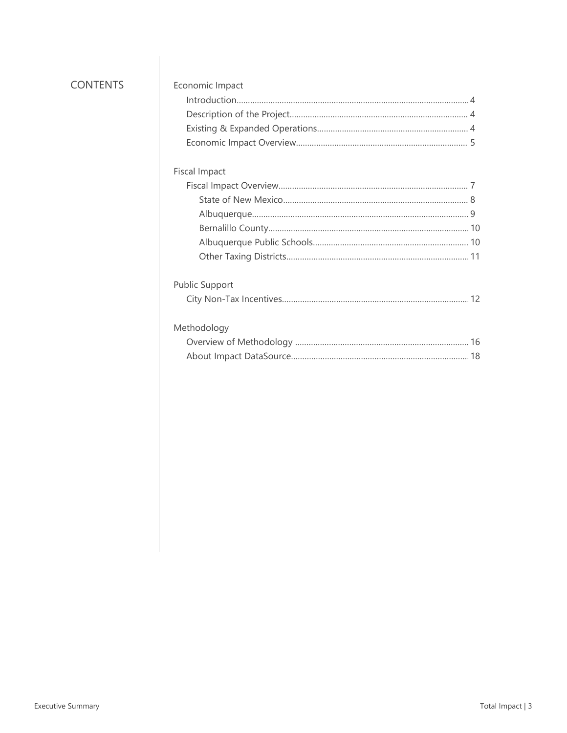## CONTENTS

**Economic Impact**

- Introduction .......... 4
- Description of the Project .......... 4
- Existing & Expanded Operations .......... 4
- Economic Impact Overview .......... 5

**Fiscal Impact**

- Fiscal Impact Overview .......... 7
  - State of New Mexico .......... 8
  - Albuquerque .......... 9
  - Bernalillo County .......... 10
  - Albuquerque Public Schools .......... 10
  - Other Taxing Districts .......... 11

**Public Support**

- City Non-Tax Incentives .......... 12

**Methodology**

- Overview of Methodology .......... 16
- About Impact DataSource .......... 18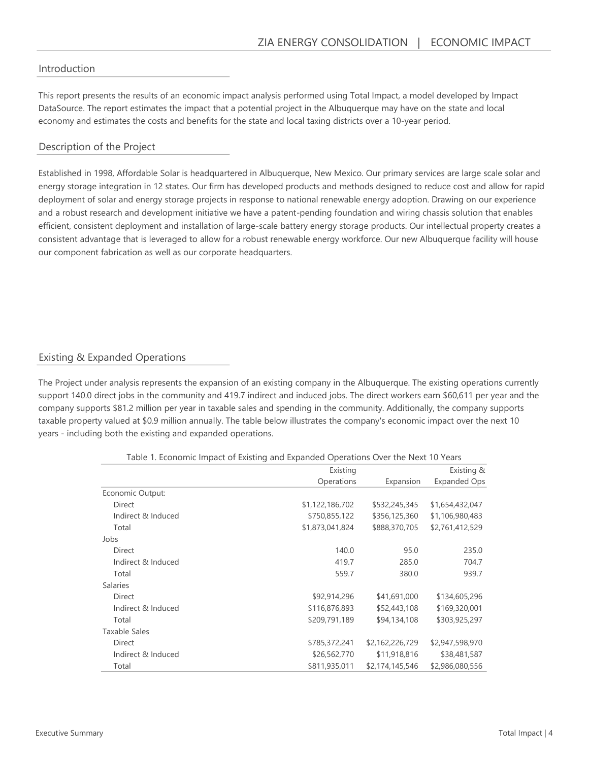## Introduction

This report presents the results of an economic impact analysis performed using Total Impact, a model developed by Impact DataSource. The report estimates the impact that a potential project in the Albuquerque may have on the state and local economy and estimates the costs and benefits for the state and local taxing districts over a 10-year period.

## Description of the Project

Established in 1998, Affordable Solar is headquartered in Albuquerque, New Mexico. Our primary services are large scale solar and energy storage integration in 12 states. Our firm has developed products and methods designed to reduce cost and allow for rapid deployment of solar and energy storage projects in response to national renewable energy adoption. Drawing on our experience and a robust research and development initiative we have a patent-pending foundation and wiring chassis solution that enables efficient, consistent deployment and installation of large-scale battery energy storage products. Our intellectual property creates a consistent advantage that is leveraged to allow for a robust renewable energy workforce. Our new Albuquerque facility will house our component fabrication as well as our corporate headquarters.

## Existing & Expanded Operations

The Project under analysis represents the expansion of an existing company in the Albuquerque. The existing operations currently support 140.0 direct jobs in the community and 419.7 indirect and induced jobs. The direct workers earn $60,611 per year and the company supports $81.2 million per year in taxable sales and spending in the community. Additionally, the company supports taxable property valued at $0.9 million annually. The table below illustrates the company's economic impact over the next 10 years - including both the existing and expanded operations.

Table 1. Economic Impact of Existing and Expanded Operations Over the Next 10 Years

| | Existing Operations | Expansion | Existing & Expanded Ops |
|---|---|---|---|
| Economic Output: | | | |
| Direct | $1,122,186,702 | $532,245,345 | $1,654,432,047 |
| Indirect & Induced | $750,855,122 | $356,125,360 | $1,106,980,483 |
| Total | $1,873,041,824 | $888,370,705 | $2,761,412,529 |
| Jobs | | | |
| Direct | 140.0 | 95.0 | 235.0 |
| Indirect & Induced | 419.7 | 285.0 | 704.7 |
| Total | 559.7 | 380.0 | 939.7 |
| Salaries | | | |
| Direct | $92,914,296 | $41,691,000 | $134,605,296 |
| Indirect & Induced | $116,876,893 | $52,443,108 | $169,320,001 |
| Total | $209,791,189 | $94,134,108 | $303,925,297 |
| Taxable Sales | | | |
| Direct | $785,372,241 | $2,162,226,729 | $2,947,598,970 |
| Indirect & Induced | $26,562,770 | $11,918,816 | $38,481,587 |
| Total | $811,935,011 | $2,174,145,546 | $2,986,080,556 |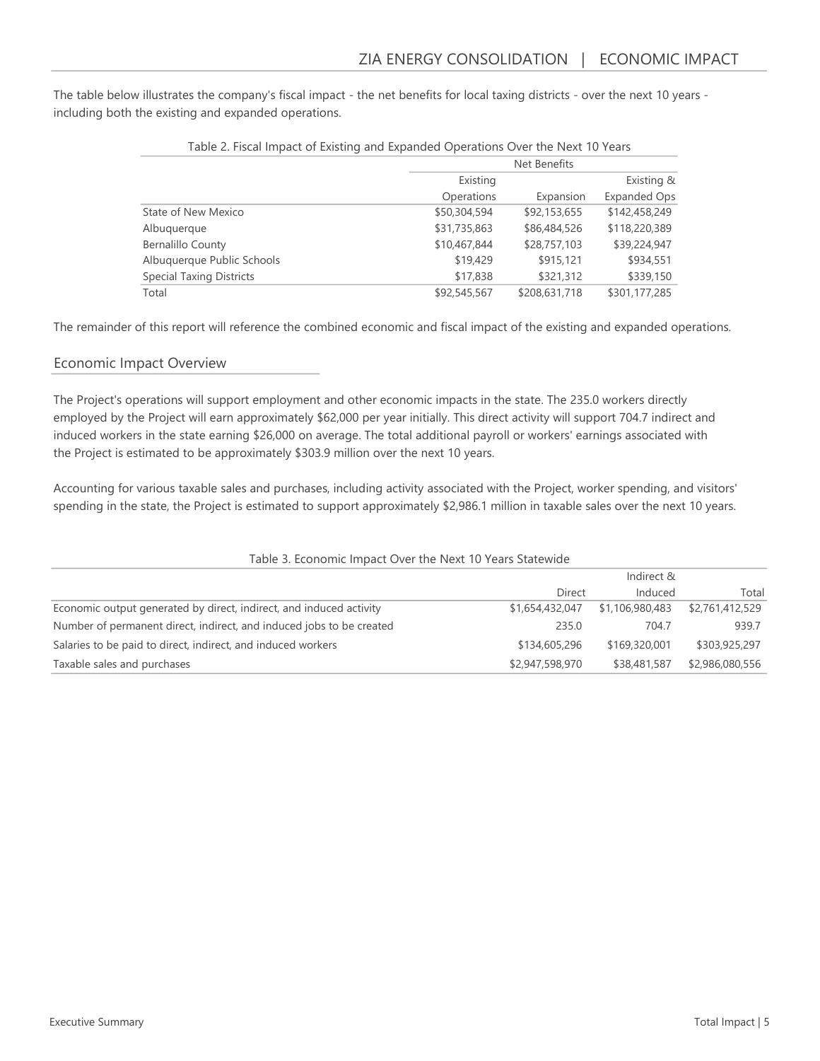The table below illustrates the company's fiscal impact - the net benefits for local taxing districts - over the next 10 years - including both the existing and expanded operations.

Table 2. Fiscal Impact of Existing and Expanded Operations Over the Next 10 Years

| | Net Benefits | | |
|---|---|---|---|
| | Existing Operations | Expansion | Existing & Expanded Ops |
| State of New Mexico | $50,304,594 | $92,153,655 | $142,458,249 |
| Albuquerque | $31,735,863 | $86,484,526 | $118,220,389 |
| Bernalillo County | $10,467,844 | $28,757,103 | $39,224,947 |
| Albuquerque Public Schools | $19,429 | $915,121 | $934,551 |
| Special Taxing Districts | $17,838 | $321,312 | $339,150 |
| Total | $92,545,567 | $208,631,718 | $301,177,285 |

The remainder of this report will reference the combined economic and fiscal impact of the existing and expanded operations.

## Economic Impact Overview

The Project's operations will support employment and other economic impacts in the state. The 235.0 workers directly employed by the Project will earn approximately $62,000 per year initially. This direct activity will support 704.7 indirect and induced workers in the state earning $26,000 on average. The total additional payroll or workers' earnings associated with the Project is estimated to be approximately $303.9 million over the next 10 years.

Accounting for various taxable sales and purchases, including activity associated with the Project, worker spending, and visitors' spending in the state, the Project is estimated to support approximately $2,986.1 million in taxable sales over the next 10 years.

Table 3. Economic Impact Over the Next 10 Years Statewide

| | Direct | Indirect & Induced | Total |
|---|---|---|---|
| Economic output generated by direct, indirect, and induced activity | $1,654,432,047 | $1,106,980,483 | $2,761,412,529 |
| Number of permanent direct, indirect, and induced jobs to be created | 235.0 | 704.7 | 939.7 |
| Salaries to be paid to direct, indirect, and induced workers | $134,605,296 | $169,320,001 | $303,925,297 |
| Taxable sales and purchases | $2,947,598,970 | $38,481,587 | $2,986,080,556 |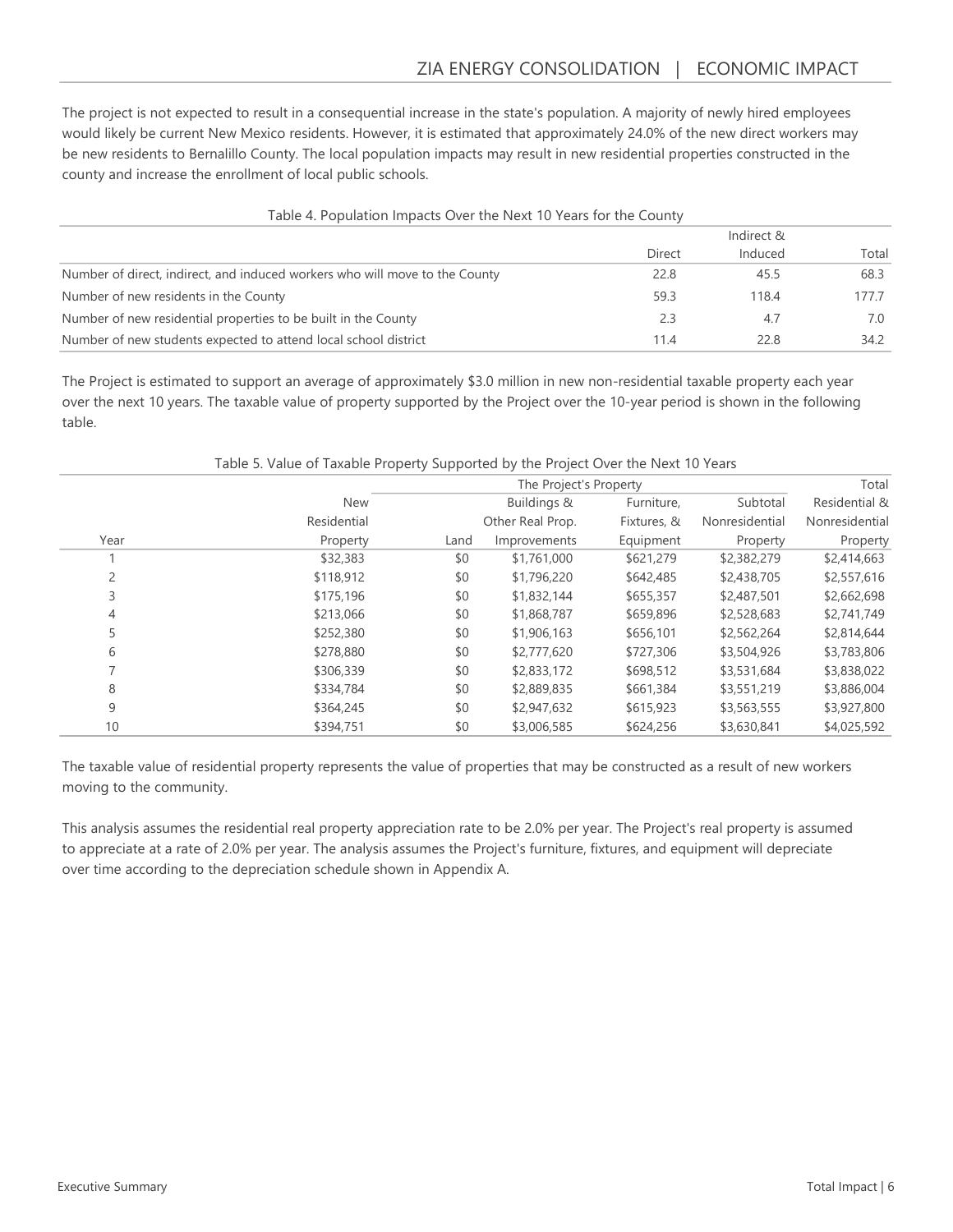The project is not expected to result in a consequential increase in the state's population. A majority of newly hired employees would likely be current New Mexico residents. However, it is estimated that approximately 24.0% of the new direct workers may be new residents to Bernalillo County. The local population impacts may result in new residential properties constructed in the county and increase the enrollment of local public schools.

Table 4. Population Impacts Over the Next 10 Years for the County

| | Direct | Indirect & Induced | Total |
|---|---|---|---|
| Number of direct, indirect, and induced workers who will move to the County | 22.8 | 45.5 | 68.3 |
| Number of new residents in the County | 59.3 | 118.4 | 177.7 |
| Number of new residential properties to be built in the County | 2.3 | 4.7 | 7.0 |
| Number of new students expected to attend local school district | 11.4 | 22.8 | 34.2 |

The Project is estimated to support an average of approximately $3.0 million in new non-residential taxable property each year over the next 10 years. The taxable value of property supported by the Project over the 10-year period is shown in the following table.

Table 5. Value of Taxable Property Supported by the Project Over the Next 10 Years

| | | The Project's Property | | | | Total |
|---|---|---|---|---|---|---|
| Year | New Residential Property | Land | Buildings & Other Real Prop. Improvements | Furniture, Fixtures, & Equipment | Subtotal Nonresidential Property | Total Residential & Nonresidential Property |
| 1 | $32,383 | $0 | $1,761,000 | $621,279 | $2,382,279 | $2,414,663 |
| 2 | $118,912 | $0 | $1,796,220 | $642,485 | $2,438,705 | $2,557,616 |
| 3 | $175,196 | $0 | $1,832,144 | $655,357 | $2,487,501 | $2,662,698 |
| 4 | $213,066 | $0 | $1,868,787 | $659,896 | $2,528,683 | $2,741,749 |
| 5 | $252,380 | $0 | $1,906,163 | $656,101 | $2,562,264 | $2,814,644 |
| 6 | $278,880 | $0 | $2,777,620 | $727,306 | $3,504,926 | $3,783,806 |
| 7 | $306,339 | $0 | $2,833,172 | $698,512 | $3,531,684 | $3,838,022 |
| 8 | $334,784 | $0 | $2,889,835 | $661,384 | $3,551,219 | $3,886,004 |
| 9 | $364,245 | $0 | $2,947,632 | $615,923 | $3,563,555 | $3,927,800 |
| 10 | $394,751 | $0 | $3,006,585 | $624,256 | $3,630,841 | $4,025,592 |

The taxable value of residential property represents the value of properties that may be constructed as a result of new workers moving to the community.

This analysis assumes the residential real property appreciation rate to be 2.0% per year. The Project's real property is assumed to appreciate at a rate of 2.0% per year. The analysis assumes the Project's furniture, fixtures, and equipment will depreciate over time according to the depreciation schedule shown in Appendix A.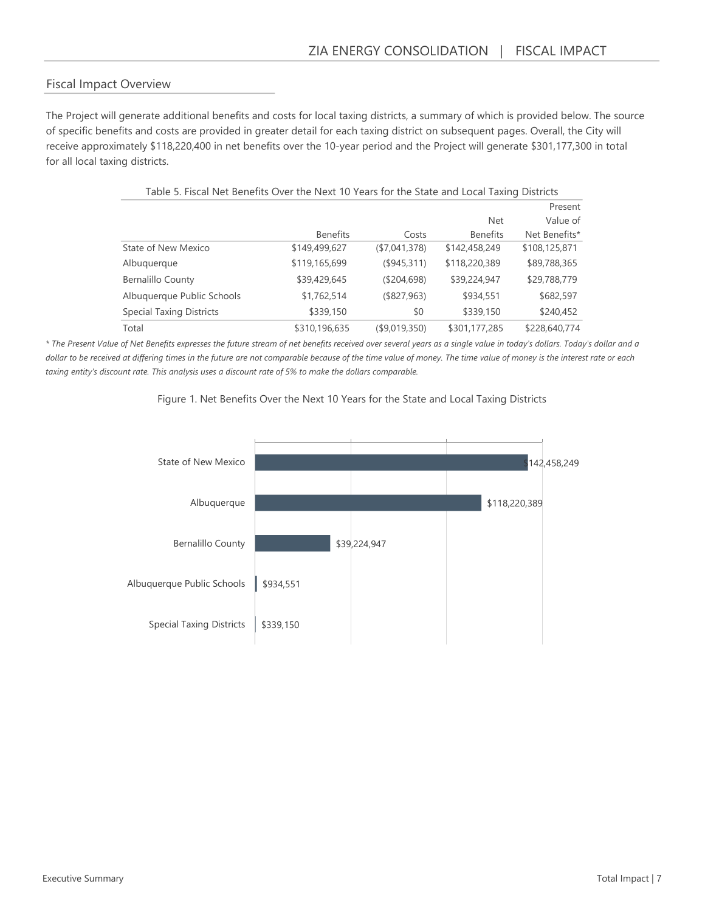## Fiscal Impact Overview

The Project will generate additional benefits and costs for local taxing districts, a summary of which is provided below. The source of specific benefits and costs are provided in greater detail for each taxing district on subsequent pages. Overall, the City will receive approximately $118,220,400 in net benefits over the 10-year period and the Project will generate $301,177,300 in total for all local taxing districts.

Table 5. Fiscal Net Benefits Over the Next 10 Years for the State and Local Taxing Districts

| | Benefits | Costs | Net Benefits | Present Value of Net Benefits* |
|---|---|---|---|---|
| State of New Mexico | $149,499,627 | ($7,041,378) | $142,458,249 | $108,125,871 |
| Albuquerque | $119,165,699 | ($945,311) | $118,220,389 | $89,788,365 |
| Bernalillo County | $39,429,645 | ($204,698) | $39,224,947 | $29,788,779 |
| Albuquerque Public Schools | $1,762,514 | ($827,963) | $934,551 | $682,597 |
| Special Taxing Districts | $339,150 | $0 | $339,150 | $240,452 |
| Total | $310,196,635 | ($9,019,350) | $301,177,285 | $228,640,774 |

*\* The Present Value of Net Benefits expresses the future stream of net benefits received over several years as a single value in today's dollars. Today's dollar and a dollar to be received at differing times in the future are not comparable because of the time value of money. The time value of money is the interest rate or each taxing entity's discount rate. This analysis uses a discount rate of 5% to make the dollars comparable.*

Figure 1. Net Benefits Over the Next 10 Years for the State and Local Taxing Districts

| Taxing District | Net Benefits |
|---|---|
| State of New Mexico | $142,458,249 |
| Albuquerque | $118,220,389 |
| Bernalillo County | $39,224,947 |
| Albuquerque Public Schools | $934,551 |
| Special Taxing Districts | $339,150 |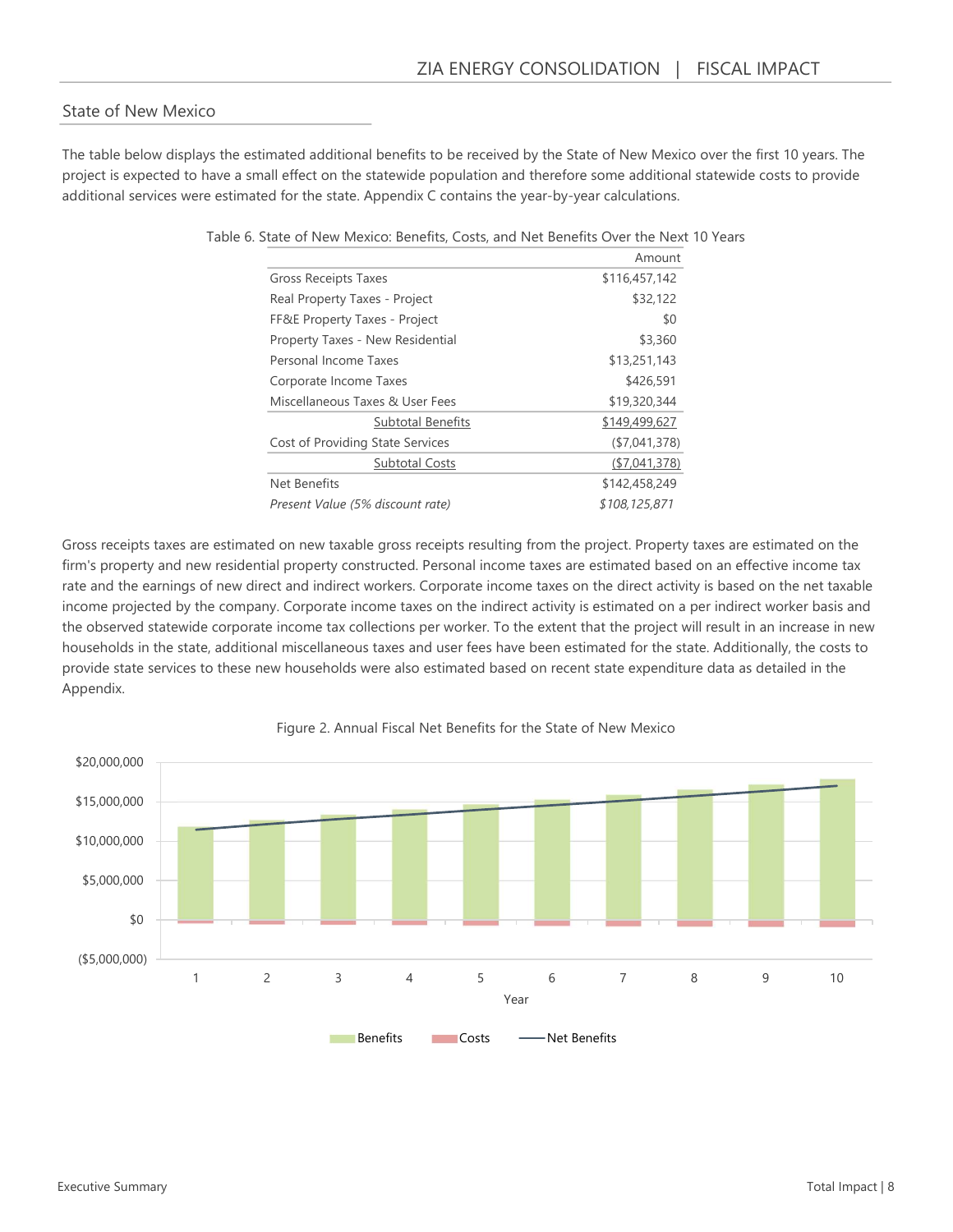## State of New Mexico

The table below displays the estimated additional benefits to be received by the State of New Mexico over the first 10 years. The project is expected to have a small effect on the statewide population and therefore some additional statewide costs to provide additional services were estimated for the state. Appendix C contains the year-by-year calculations.

Table 6. State of New Mexico: Benefits, Costs, and Net Benefits Over the Next 10 Years

| | Amount |
|---|---|
| Gross Receipts Taxes | $116,457,142 |
| Real Property Taxes - Project | $32,122 |
| FF&E Property Taxes - Project | $0 |
| Property Taxes - New Residential | $3,360 |
| Personal Income Taxes | $13,251,143 |
| Corporate Income Taxes | $426,591 |
| Miscellaneous Taxes & User Fees | $19,320,344 |
| Subtotal Benefits | $149,499,627 |
| Cost of Providing State Services | ($7,041,378) |
| Subtotal Costs | ($7,041,378) |
| Net Benefits | $142,458,249 |
| *Present Value (5% discount rate)* | *$108,125,871* |

Gross receipts taxes are estimated on new taxable gross receipts resulting from the project. Property taxes are estimated on the firm's property and new residential property constructed. Personal income taxes are estimated based on an effective income tax rate and the earnings of new direct and indirect workers. Corporate income taxes on the direct activity is based on the net taxable income projected by the company. Corporate income taxes on the indirect activity is estimated on a per indirect worker basis and the observed statewide corporate income tax collections per worker. To the extent that the project will result in an increase in new households in the state, additional miscellaneous taxes and user fees have been estimated for the state. Additionally, the costs to provide state services to these new households were also estimated based on recent state expenditure data as detailed in the Appendix.

Figure 2. Annual Fiscal Net Benefits for the State of New Mexico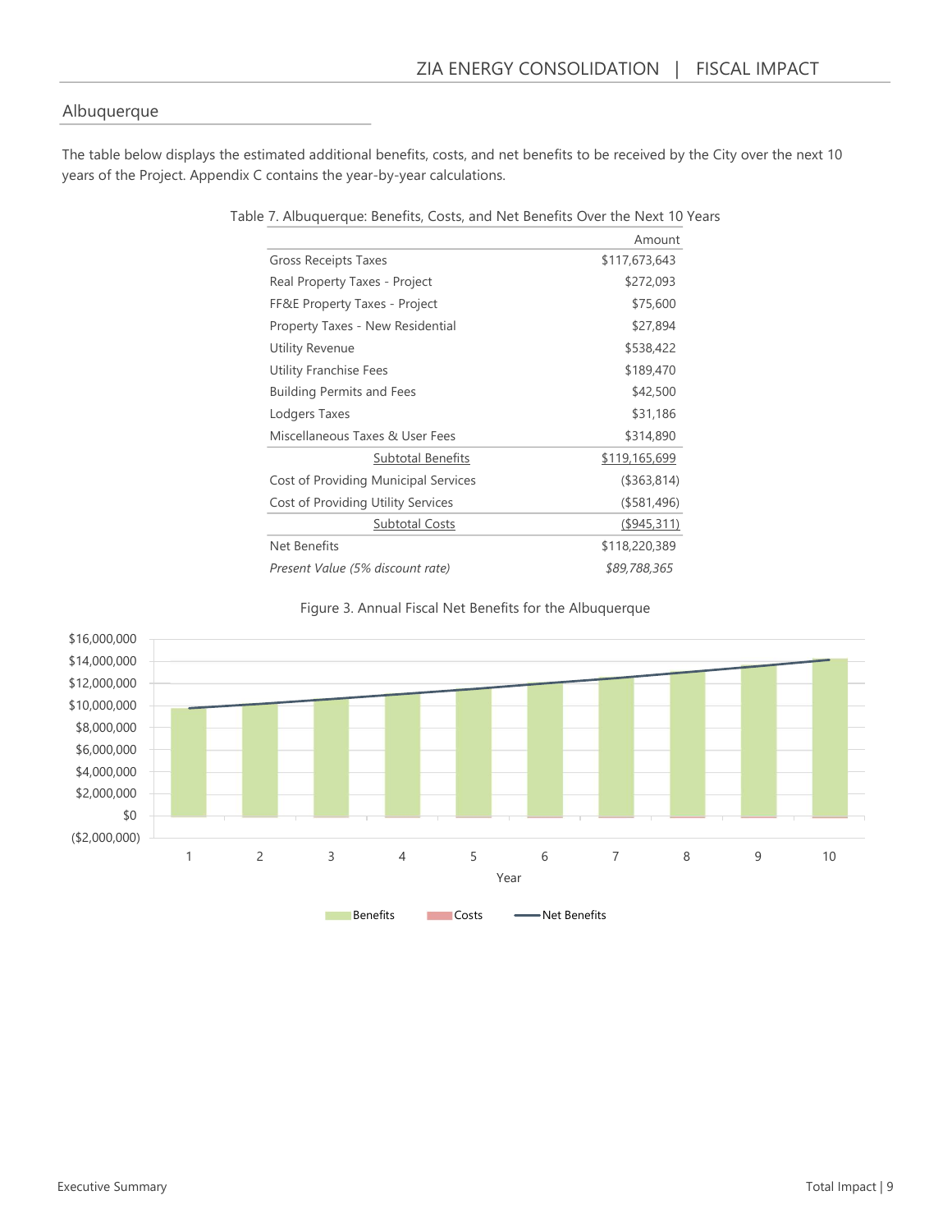## Albuquerque

The table below displays the estimated additional benefits, costs, and net benefits to be received by the City over the next 10 years of the Project. Appendix C contains the year-by-year calculations.

Table 7. Albuquerque: Benefits, Costs, and Net Benefits Over the Next 10 Years

| | Amount |
|---|---|
| Gross Receipts Taxes | $117,673,643 |
| Real Property Taxes - Project | $272,093 |
| FF&E Property Taxes - Project | $75,600 |
| Property Taxes - New Residential | $27,894 |
| Utility Revenue | $538,422 |
| Utility Franchise Fees | $189,470 |
| Building Permits and Fees | $42,500 |
| Lodgers Taxes | $31,186 |
| Miscellaneous Taxes & User Fees | $314,890 |
| Subtotal Benefits | $119,165,699 |
| Cost of Providing Municipal Services | ($363,814) |
| Cost of Providing Utility Services | ($581,496) |
| Subtotal Costs | ($945,311) |
| Net Benefits | $118,220,389 |
| *Present Value (5% discount rate)* | *$89,788,365* |

Figure 3. Annual Fiscal Net Benefits for the Albuquerque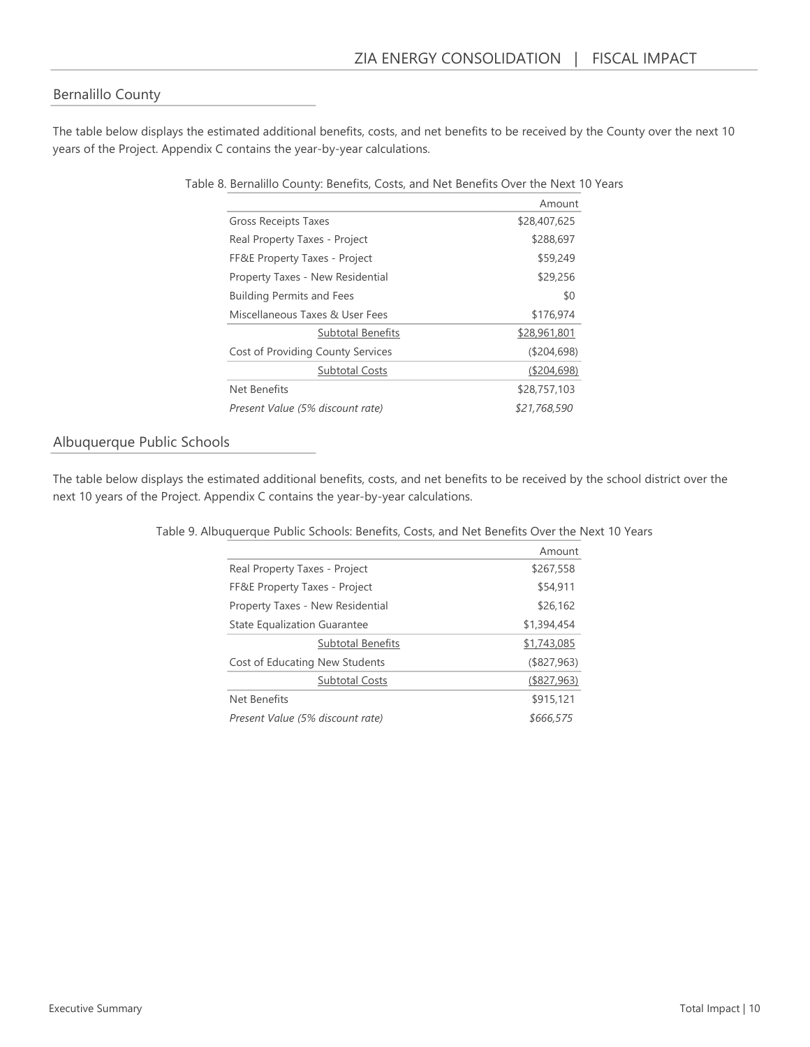## Bernalillo County

The table below displays the estimated additional benefits, costs, and net benefits to be received by the County over the next 10 years of the Project. Appendix C contains the year-by-year calculations.

Table 8. Bernalillo County: Benefits, Costs, and Net Benefits Over the Next 10 Years

| | Amount |
|---|---|
| Gross Receipts Taxes | $28,407,625 |
| Real Property Taxes - Project | $288,697 |
| FF&E Property Taxes - Project | $59,249 |
| Property Taxes - New Residential | $29,256 |
| Building Permits and Fees | $0 |
| Miscellaneous Taxes & User Fees | $176,974 |
| Subtotal Benefits | $28,961,801 |
| Cost of Providing County Services | ($204,698) |
| Subtotal Costs | ($204,698) |
| Net Benefits | $28,757,103 |
| *Present Value (5% discount rate)* | *$21,768,590* |

## Albuquerque Public Schools

The table below displays the estimated additional benefits, costs, and net benefits to be received by the school district over the next 10 years of the Project. Appendix C contains the year-by-year calculations.

Table 9. Albuquerque Public Schools: Benefits, Costs, and Net Benefits Over the Next 10 Years

| | Amount |
|---|---|
| Real Property Taxes - Project | $267,558 |
| FF&E Property Taxes - Project | $54,911 |
| Property Taxes - New Residential | $26,162 |
| State Equalization Guarantee | $1,394,454 |
| Subtotal Benefits | $1,743,085 |
| Cost of Educating New Students | ($827,963) |
| Subtotal Costs | ($827,963) |
| Net Benefits | $915,121 |
| *Present Value (5% discount rate)* | *$666,575* |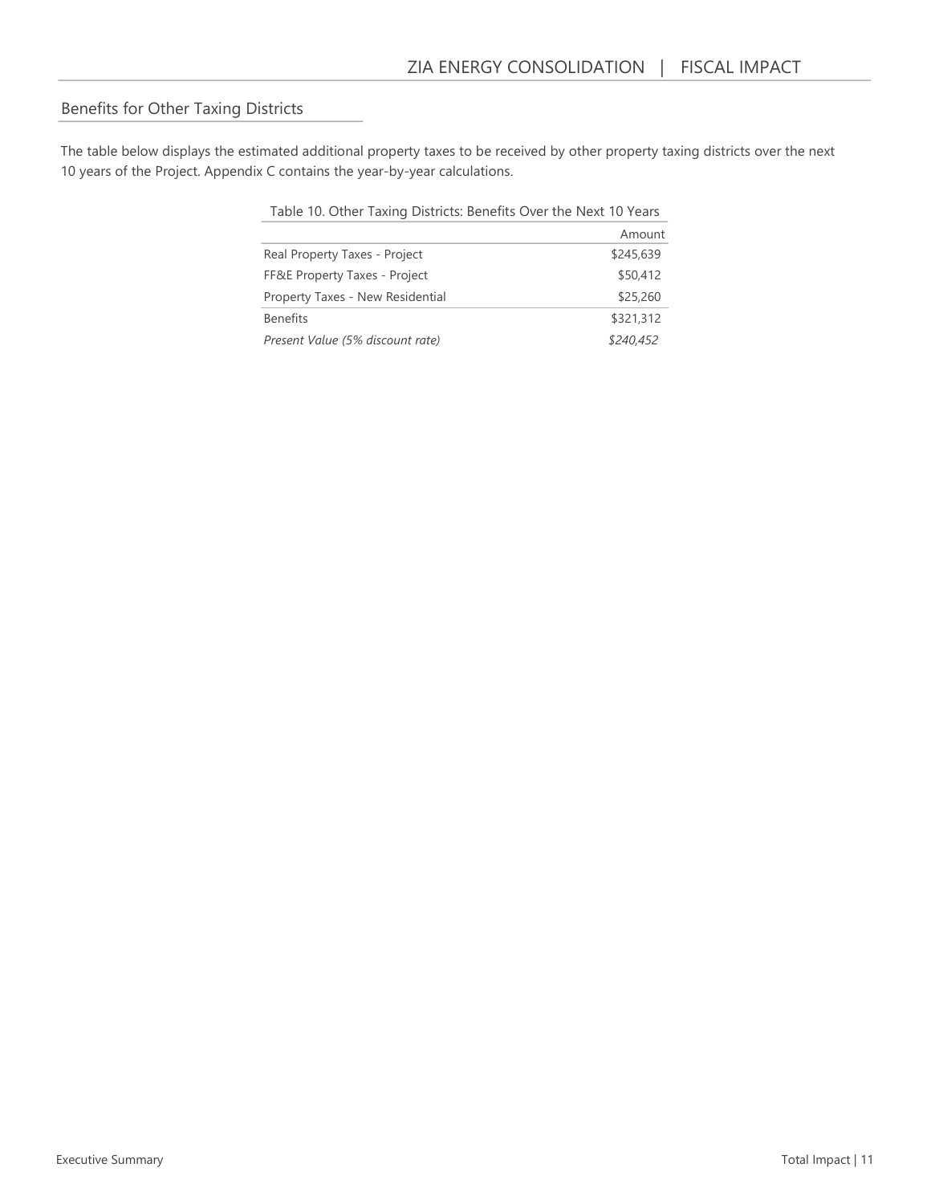## Benefits for Other Taxing Districts

The table below displays the estimated additional property taxes to be received by other property taxing districts over the next 10 years of the Project. Appendix C contains the year-by-year calculations.

Table 10. Other Taxing Districts: Benefits Over the Next 10 Years

| | Amount |
|---|---|
| Real Property Taxes - Project | $245,639 |
| FF&E Property Taxes - Project | $50,412 |
| Property Taxes - New Residential | $25,260 |
| Benefits | $321,312 |
| *Present Value (5% discount rate)* | *$240,452* |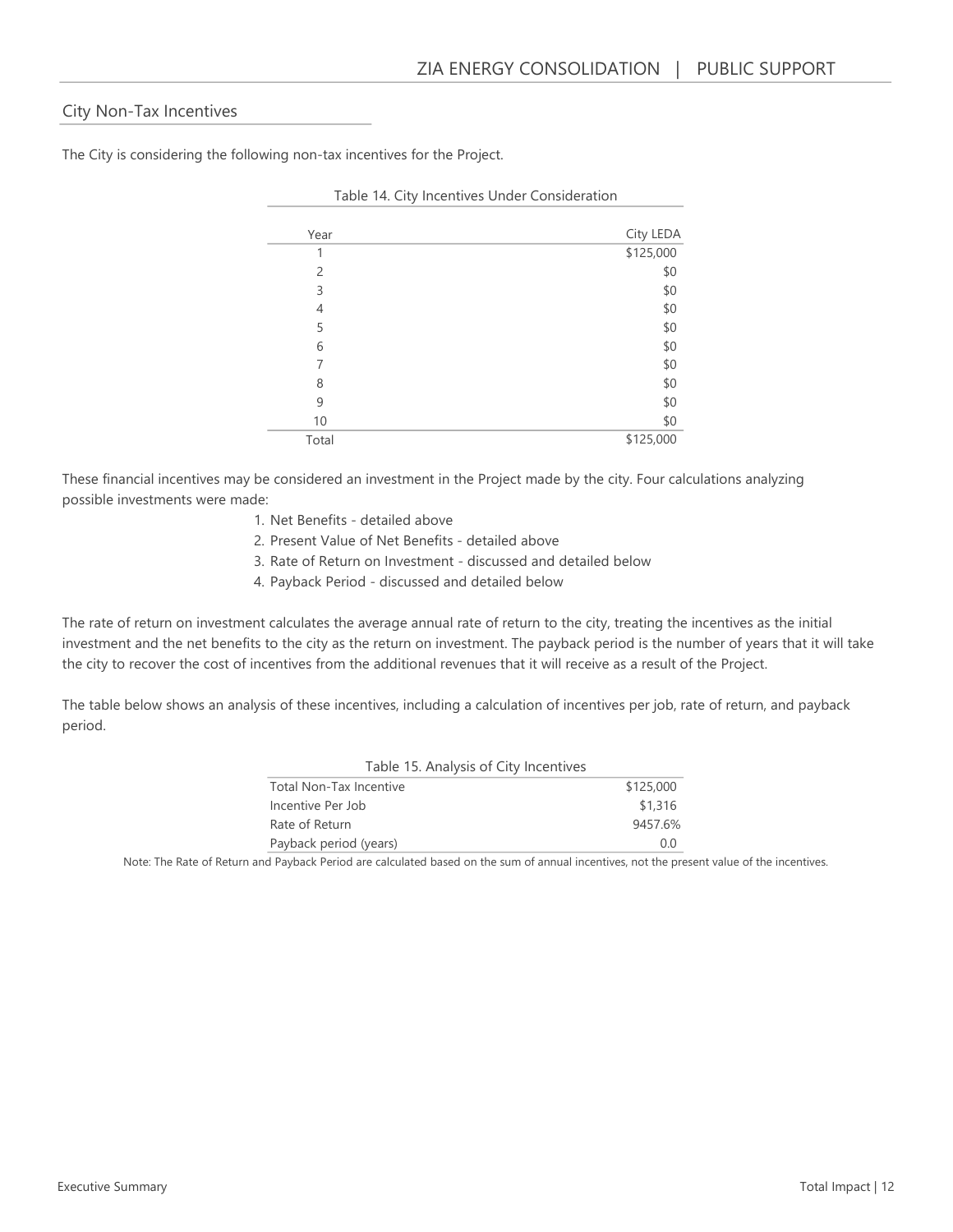## City Non-Tax Incentives

The City is considering the following non-tax incentives for the Project.

Table 14. City Incentives Under Consideration

| Year | City LEDA |
|---|---|
| 1 | $125,000 |
| 2 | $0 |
| 3 | $0 |
| 4 | $0 |
| 5 | $0 |
| 6 | $0 |
| 7 | $0 |
| 8 | $0 |
| 9 | $0 |
| 10 | $0 |
| Total | $125,000 |

These financial incentives may be considered an investment in the Project made by the city. Four calculations analyzing possible investments were made:

1. Net Benefits - detailed above
2. Present Value of Net Benefits - detailed above
3. Rate of Return on Investment - discussed and detailed below
4. Payback Period - discussed and detailed below

The rate of return on investment calculates the average annual rate of return to the city, treating the incentives as the initial investment and the net benefits to the city as the return on investment. The payback period is the number of years that it will take the city to recover the cost of incentives from the additional revenues that it will receive as a result of the Project.

The table below shows an analysis of these incentives, including a calculation of incentives per job, rate of return, and payback period.

Table 15. Analysis of City Incentives

| | |
|---|---|
| Total Non-Tax Incentive | $125,000 |
| Incentive Per Job | $1,316 |
| Rate of Return | 9457.6% |
| Payback period (years) | 0.0 |

Note: The Rate of Return and Payback Period are calculated based on the sum of annual incentives, not the present value of the incentives.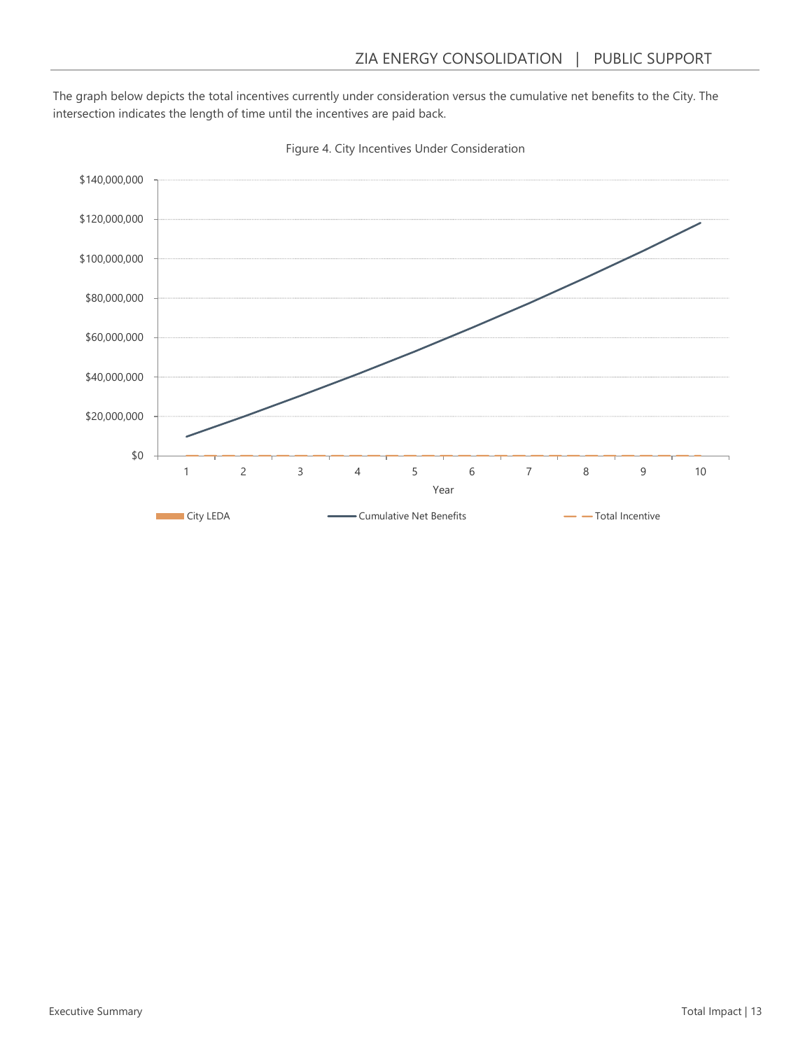The graph below depicts the total incentives currently under consideration versus the cumulative net benefits to the City. The intersection indicates the length of time until the incentives are paid back.

Figure 4. City Incentives Under Consideration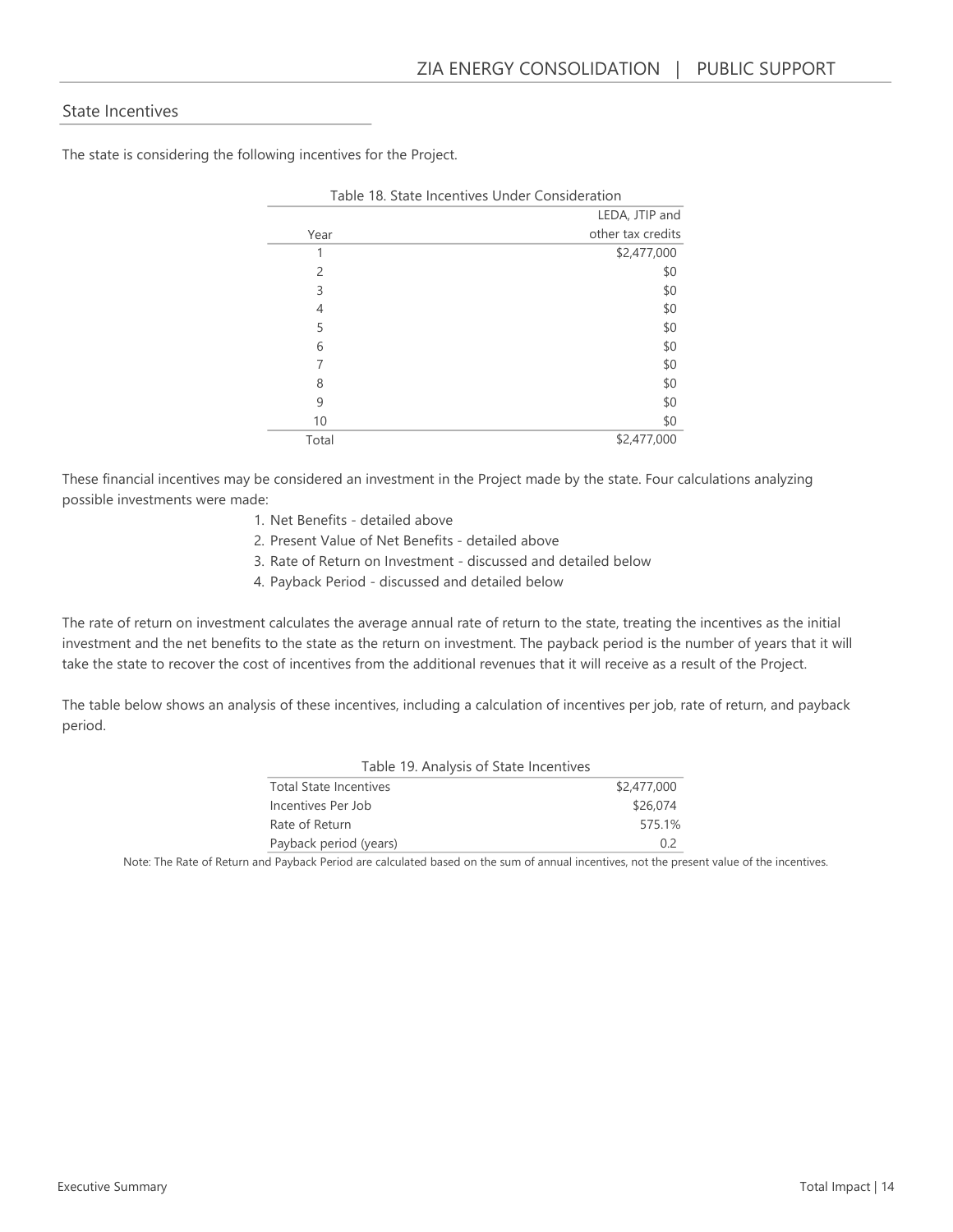## State Incentives

The state is considering the following incentives for the Project.

Table 18. State Incentives Under Consideration

| Year | LEDA, JTIP and other tax credits |
|---|---|
| 1 | $2,477,000 |
| 2 | $0 |
| 3 | $0 |
| 4 | $0 |
| 5 | $0 |
| 6 | $0 |
| 7 | $0 |
| 8 | $0 |
| 9 | $0 |
| 10 | $0 |
| Total | $2,477,000 |

These financial incentives may be considered an investment in the Project made by the state. Four calculations analyzing possible investments were made:

1. Net Benefits - detailed above
2. Present Value of Net Benefits - detailed above
3. Rate of Return on Investment - discussed and detailed below
4. Payback Period - discussed and detailed below

The rate of return on investment calculates the average annual rate of return to the state, treating the incentives as the initial investment and the net benefits to the state as the return on investment. The payback period is the number of years that it will take the state to recover the cost of incentives from the additional revenues that it will receive as a result of the Project.

The table below shows an analysis of these incentives, including a calculation of incentives per job, rate of return, and payback period.

Table 19. Analysis of State Incentives

| | |
|---|---|
| Total State Incentives | $2,477,000 |
| Incentives Per Job | $26,074 |
| Rate of Return | 575.1% |
| Payback period (years) | 0.2 |

Note: The Rate of Return and Payback Period are calculated based on the sum of annual incentives, not the present value of the incentives.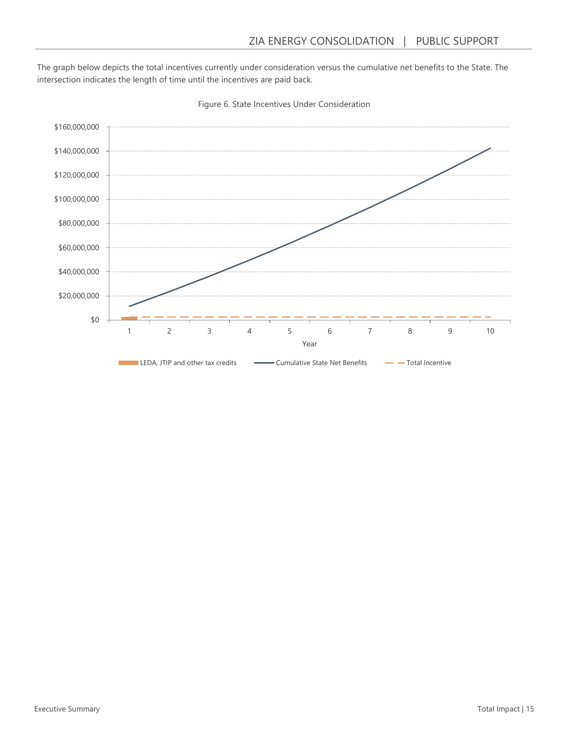The graph below depicts the total incentives currently under consideration versus the cumulative net benefits to the State. The intersection indicates the length of time until the incentives are paid back.

Figure 6. State Incentives Under Consideration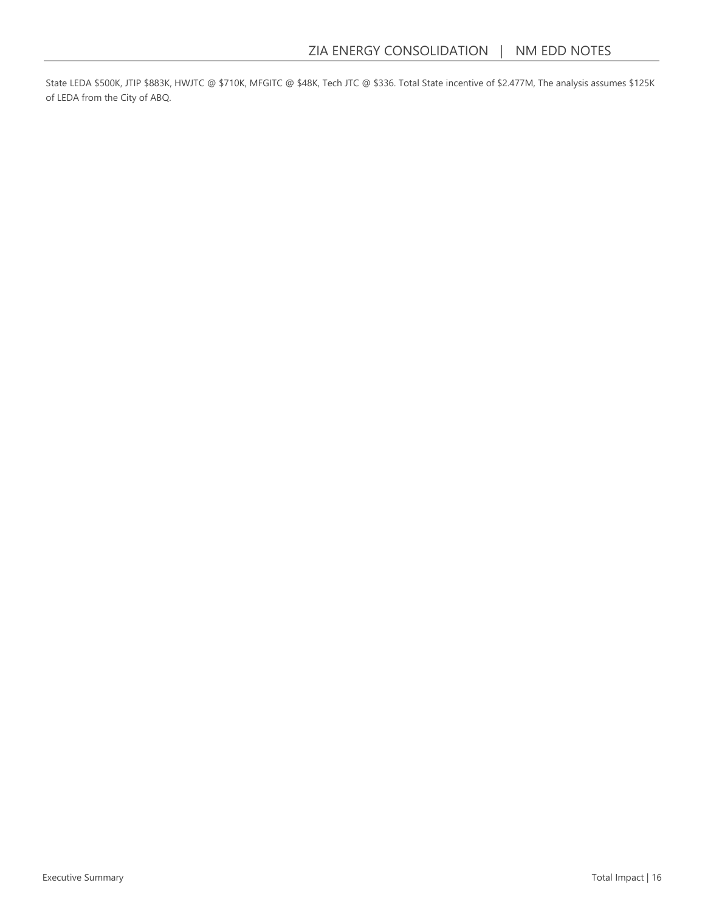State LEDA $500K, JTIP $883K, HWJTC @ $710K, MFGITC @ $48K, Tech JTC @ $336. Total State incentive of $2.477M, The analysis assumes $125K of LEDA from the City of ABQ.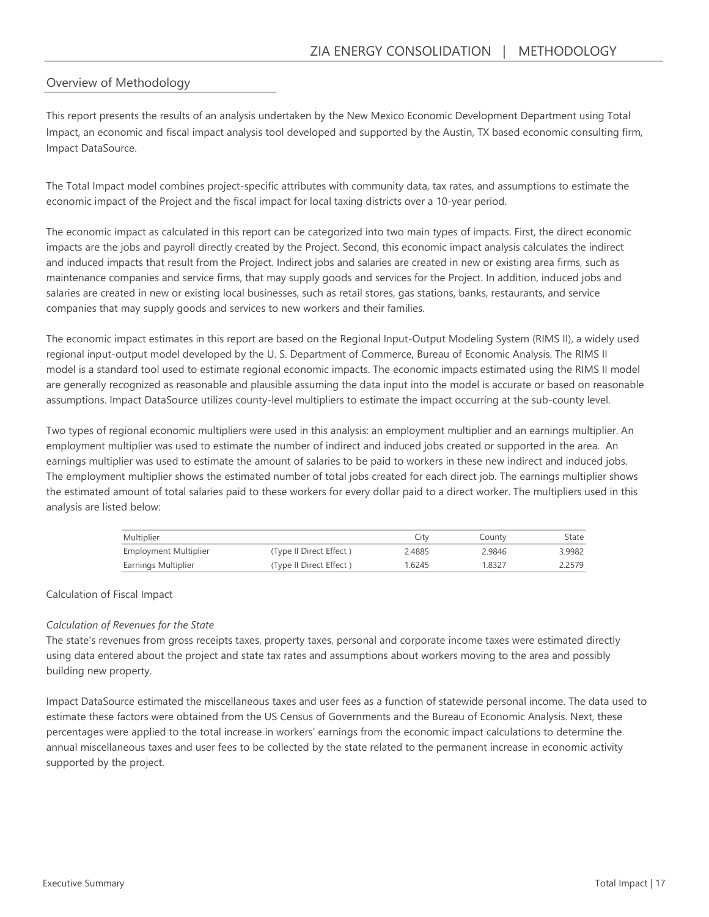## Overview of Methodology

This report presents the results of an analysis undertaken by the New Mexico Economic Development Department using Total Impact, an economic and fiscal impact analysis tool developed and supported by the Austin, TX based economic consulting firm, Impact DataSource.

The Total Impact model combines project-specific attributes with community data, tax rates, and assumptions to estimate the economic impact of the Project and the fiscal impact for local taxing districts over a 10-year period.

The economic impact as calculated in this report can be categorized into two main types of impacts. First, the direct economic impacts are the jobs and payroll directly created by the Project. Second, this economic impact analysis calculates the indirect and induced impacts that result from the Project. Indirect jobs and salaries are created in new or existing area firms, such as maintenance companies and service firms, that may supply goods and services for the Project. In addition, induced jobs and salaries are created in new or existing local businesses, such as retail stores, gas stations, banks, restaurants, and service companies that may supply goods and services to new workers and their families.

The economic impact estimates in this report are based on the Regional Input-Output Modeling System (RIMS II), a widely used regional input-output model developed by the U. S. Department of Commerce, Bureau of Economic Analysis. The RIMS II model is a standard tool used to estimate regional economic impacts. The economic impacts estimated using the RIMS II model are generally recognized as reasonable and plausible assuming the data input into the model is accurate or based on reasonable assumptions. Impact DataSource utilizes county-level multipliers to estimate the impact occurring at the sub-county level.

Two types of regional economic multipliers were used in this analysis: an employment multiplier and an earnings multiplier. An employment multiplier was used to estimate the number of indirect and induced jobs created or supported in the area. An earnings multiplier was used to estimate the amount of salaries to be paid to workers in these new indirect and induced jobs. The employment multiplier shows the estimated number of total jobs created for each direct job. The earnings multiplier shows the estimated amount of total salaries paid to these workers for every dollar paid to a direct worker. The multipliers used in this analysis are listed below:

| Multiplier | | City | County | State |
|---|---|---|---|---|
| Employment Multiplier | (Type II Direct Effect ) | 2.4885 | 2.9846 | 3.9982 |
| Earnings Multiplier | (Type II Direct Effect ) | 1.6245 | 1.8327 | 2.2579 |

Calculation of Fiscal Impact

*Calculation of Revenues for the State*

The state's revenues from gross receipts taxes, property taxes, personal and corporate income taxes were estimated directly using data entered about the project and state tax rates and assumptions about workers moving to the area and possibly building new property.

Impact DataSource estimated the miscellaneous taxes and user fees as a function of statewide personal income. The data used to estimate these factors were obtained from the US Census of Governments and the Bureau of Economic Analysis. Next, these percentages were applied to the total increase in workers' earnings from the economic impact calculations to determine the annual miscellaneous taxes and user fees to be collected by the state related to the permanent increase in economic activity supported by the project.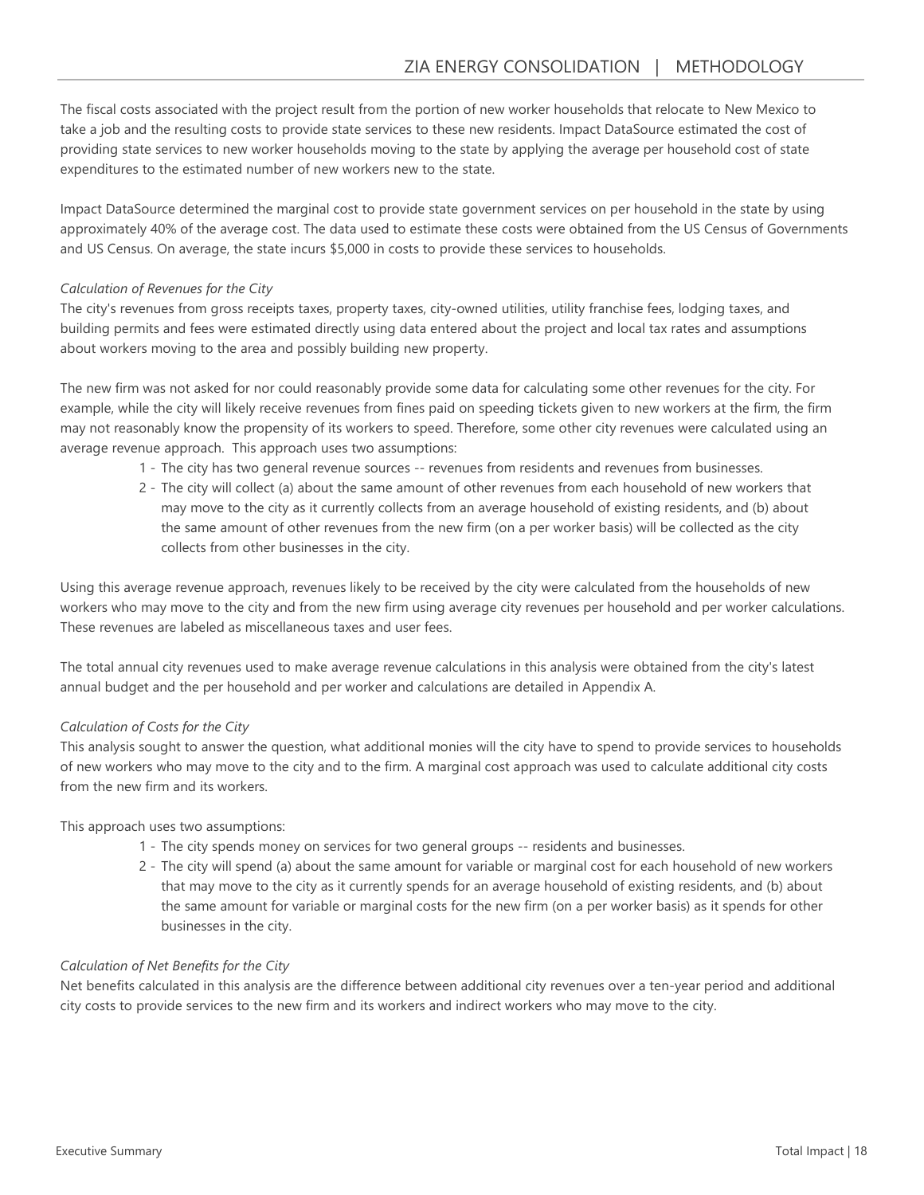The fiscal costs associated with the project result from the portion of new worker households that relocate to New Mexico to take a job and the resulting costs to provide state services to these new residents. Impact DataSource estimated the cost of providing state services to new worker households moving to the state by applying the average per household cost of state expenditures to the estimated number of new workers new to the state.

Impact DataSource determined the marginal cost to provide state government services on per household in the state by using approximately 40% of the average cost. The data used to estimate these costs were obtained from the US Census of Governments and US Census. On average, the state incurs $5,000 in costs to provide these services to households.

*Calculation of Revenues for the City*

The city's revenues from gross receipts taxes, property taxes, city-owned utilities, utility franchise fees, lodging taxes, and building permits and fees were estimated directly using data entered about the project and local tax rates and assumptions about workers moving to the area and possibly building new property.

The new firm was not asked for nor could reasonably provide some data for calculating some other revenues for the city. For example, while the city will likely receive revenues from fines paid on speeding tickets given to new workers at the firm, the firm may not reasonably know the propensity of its workers to speed. Therefore, some other city revenues were calculated using an average revenue approach. This approach uses two assumptions:

1 - The city has two general revenue sources -- revenues from residents and revenues from businesses.
2 - The city will collect (a) about the same amount of other revenues from each household of new workers that may move to the city as it currently collects from an average household of existing residents, and (b) about the same amount of other revenues from the new firm (on a per worker basis) will be collected as the city collects from other businesses in the city.

Using this average revenue approach, revenues likely to be received by the city were calculated from the households of new workers who may move to the city and from the new firm using average city revenues per household and per worker calculations. These revenues are labeled as miscellaneous taxes and user fees.

The total annual city revenues used to make average revenue calculations in this analysis were obtained from the city's latest annual budget and the per household and per worker and calculations are detailed in Appendix A.

*Calculation of Costs for the City*

This analysis sought to answer the question, what additional monies will the city have to spend to provide services to households of new workers who may move to the city and to the firm. A marginal cost approach was used to calculate additional city costs from the new firm and its workers.

This approach uses two assumptions:

1 - The city spends money on services for two general groups -- residents and businesses.
2 - The city will spend (a) about the same amount for variable or marginal cost for each household of new workers that may move to the city as it currently spends for an average household of existing residents, and (b) about the same amount for variable or marginal costs for the new firm (on a per worker basis) as it spends for other businesses in the city.

*Calculation of Net Benefits for the City*

Net benefits calculated in this analysis are the difference between additional city revenues over a ten-year period and additional city costs to provide services to the new firm and its workers and indirect workers who may move to the city.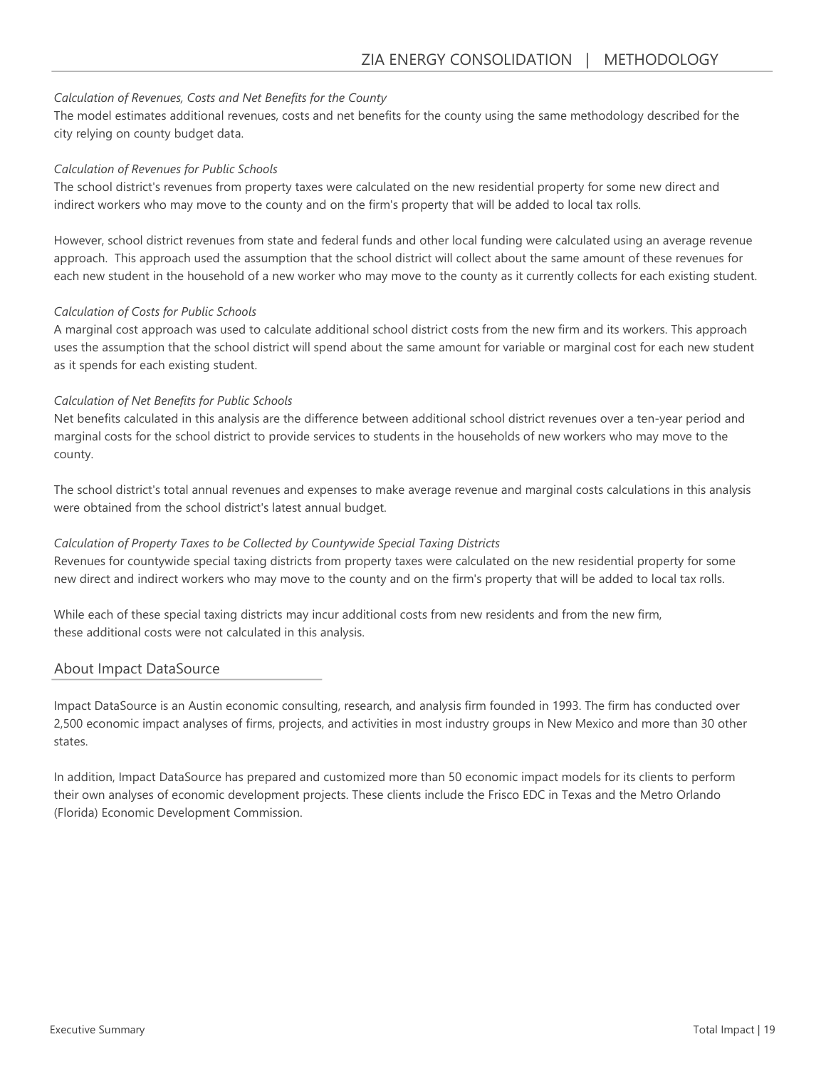*Calculation of Revenues, Costs and Net Benefits for the County*

The model estimates additional revenues, costs and net benefits for the county using the same methodology described for the city relying on county budget data.

*Calculation of Revenues for Public Schools*

The school district's revenues from property taxes were calculated on the new residential property for some new direct and indirect workers who may move to the county and on the firm's property that will be added to local tax rolls.

However, school district revenues from state and federal funds and other local funding were calculated using an average revenue approach. This approach used the assumption that the school district will collect about the same amount of these revenues for each new student in the household of a new worker who may move to the county as it currently collects for each existing student.

*Calculation of Costs for Public Schools*

A marginal cost approach was used to calculate additional school district costs from the new firm and its workers. This approach uses the assumption that the school district will spend about the same amount for variable or marginal cost for each new student as it spends for each existing student.

*Calculation of Net Benefits for Public Schools*

Net benefits calculated in this analysis are the difference between additional school district revenues over a ten-year period and marginal costs for the school district to provide services to students in the households of new workers who may move to the county.

The school district's total annual revenues and expenses to make average revenue and marginal costs calculations in this analysis were obtained from the school district's latest annual budget.

*Calculation of Property Taxes to be Collected by Countywide Special Taxing Districts*

Revenues for countywide special taxing districts from property taxes were calculated on the new residential property for some new direct and indirect workers who may move to the county and on the firm's property that will be added to local tax rolls.

While each of these special taxing districts may incur additional costs from new residents and from the new firm, these additional costs were not calculated in this analysis.

## About Impact DataSource

Impact DataSource is an Austin economic consulting, research, and analysis firm founded in 1993. The firm has conducted over 2,500 economic impact analyses of firms, projects, and activities in most industry groups in New Mexico and more than 30 other states.

In addition, Impact DataSource has prepared and customized more than 50 economic impact models for its clients to perform their own analyses of economic development projects. These clients include the Frisco EDC in Texas and the Metro Orlando (Florida) Economic Development Commission.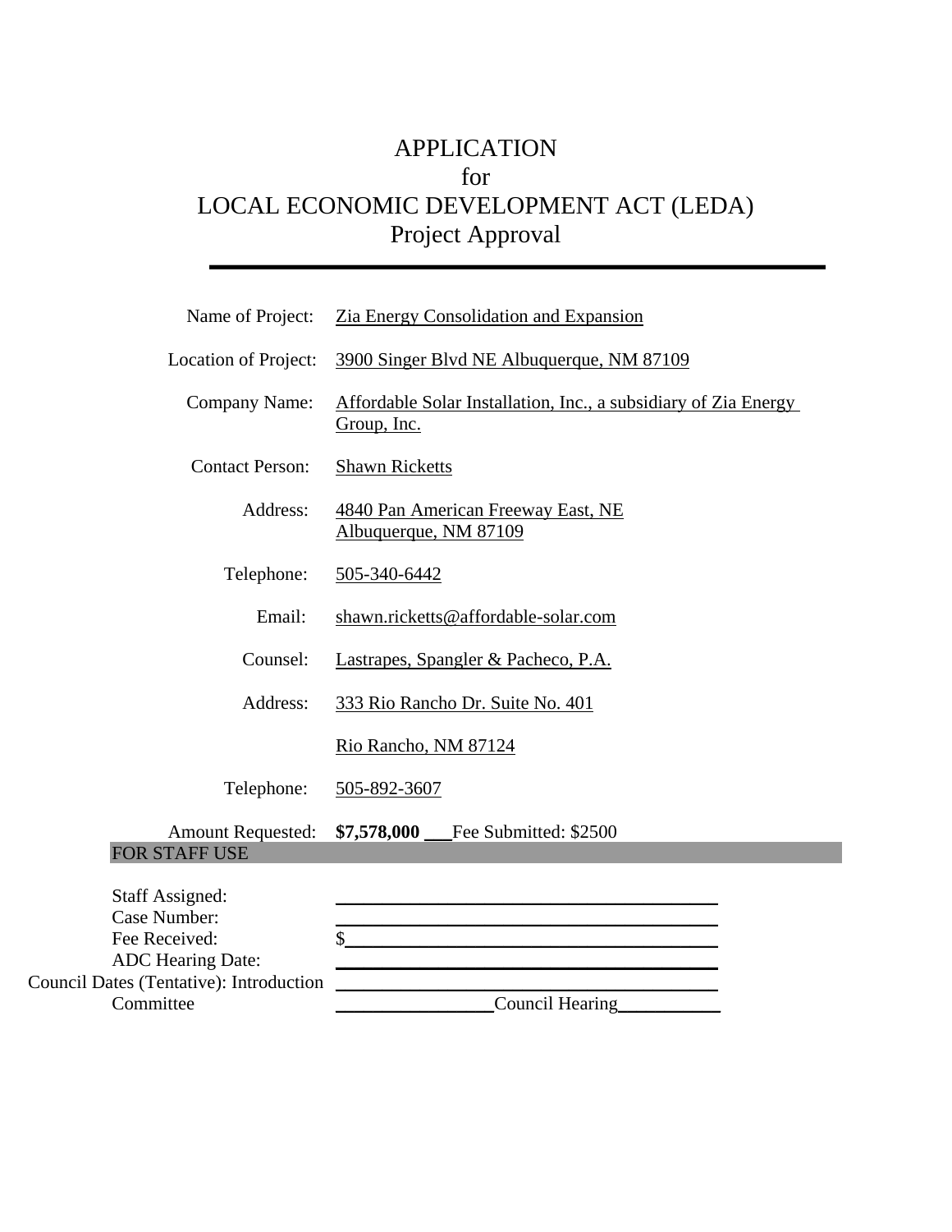# APPLICATION
# for
# LOCAL ECONOMIC DEVELOPMENT ACT (LEDA)
# Project Approval

---

Name of Project: Zia Energy Consolidation and Expansion

Location of Project: 3900 Singer Blvd NE Albuquerque, NM 87109

Company Name: Affordable Solar Installation, Inc., a subsidiary of Zia Energy Group, Inc.

Contact Person: Shawn Ricketts

Address: 4840 Pan American Freeway East, NE
Albuquerque, NM 87109

Telephone: 505-340-6442

Email: shawn.ricketts@affordable-solar.com

Counsel: Lastrapes, Spangler & Pacheco, P.A.

Address: 333 Rio Rancho Dr. Suite No. 401

Rio Rancho, NM 87124

Telephone: 505-892-3607

Amount Requested: **$7,578,000** ___Fee Submitted: $2500

**FOR STAFF USE**

Staff Assigned: ______________________

Case Number: ______________________

Fee Received: $______________________

ADC Hearing Date: ______________________

Council Dates (Tentative): Introduction ______________________

Committee ____________ Council Hearing ____________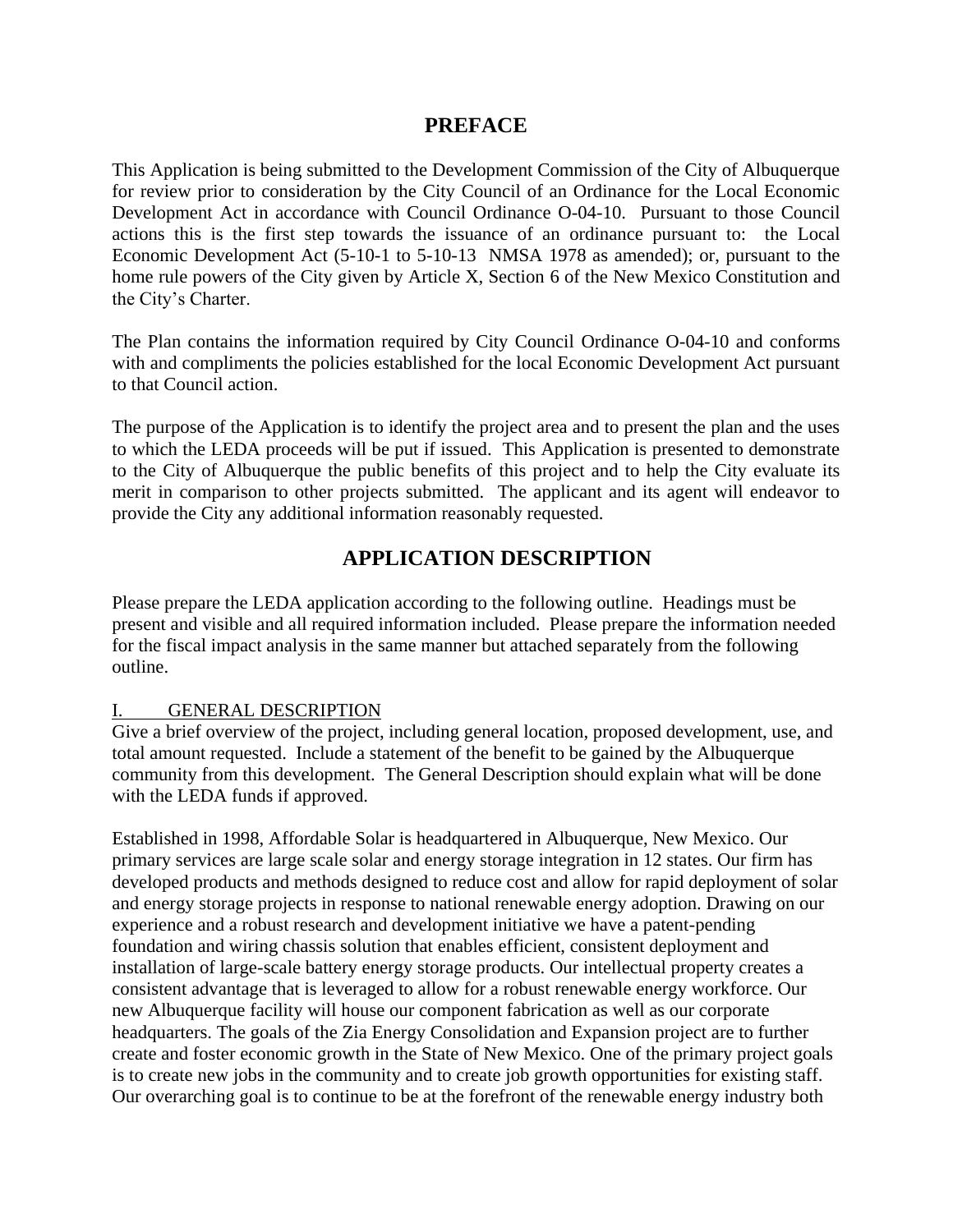## PREFACE

This Application is being submitted to the Development Commission of the City of Albuquerque for review prior to consideration by the City Council of an Ordinance for the Local Economic Development Act in accordance with Council Ordinance O-04-10. Pursuant to those Council actions this is the first step towards the issuance of an ordinance pursuant to: the Local Economic Development Act (5-10-1 to 5-10-13 NMSA 1978 as amended); or, pursuant to the home rule powers of the City given by Article X, Section 6 of the New Mexico Constitution and the City's Charter.

The Plan contains the information required by City Council Ordinance O-04-10 and conforms with and compliments the policies established for the local Economic Development Act pursuant to that Council action.

The purpose of the Application is to identify the project area and to present the plan and the uses to which the LEDA proceeds will be put if issued. This Application is presented to demonstrate to the City of Albuquerque the public benefits of this project and to help the City evaluate its merit in comparison to other projects submitted. The applicant and its agent will endeavor to provide the City any additional information reasonably requested.

## APPLICATION DESCRIPTION

Please prepare the LEDA application according to the following outline. Headings must be present and visible and all required information included. Please prepare the information needed for the fiscal impact analysis in the same manner but attached separately from the following outline.

### I. GENERAL DESCRIPTION

Give a brief overview of the project, including general location, proposed development, use, and total amount requested. Include a statement of the benefit to be gained by the Albuquerque community from this development. The General Description should explain what will be done with the LEDA funds if approved.

Established in 1998, Affordable Solar is headquartered in Albuquerque, New Mexico. Our primary services are large scale solar and energy storage integration in 12 states. Our firm has developed products and methods designed to reduce cost and allow for rapid deployment of solar and energy storage projects in response to national renewable energy adoption. Drawing on our experience and a robust research and development initiative we have a patent-pending foundation and wiring chassis solution that enables efficient, consistent deployment and installation of large-scale battery energy storage products. Our intellectual property creates a consistent advantage that is leveraged to allow for a robust renewable energy workforce. Our new Albuquerque facility will house our component fabrication as well as our corporate headquarters. The goals of the Zia Energy Consolidation and Expansion project are to further create and foster economic growth in the State of New Mexico. One of the primary project goals is to create new jobs in the community and to create job growth opportunities for existing staff. Our overarching goal is to continue to be at the forefront of the renewable energy industry both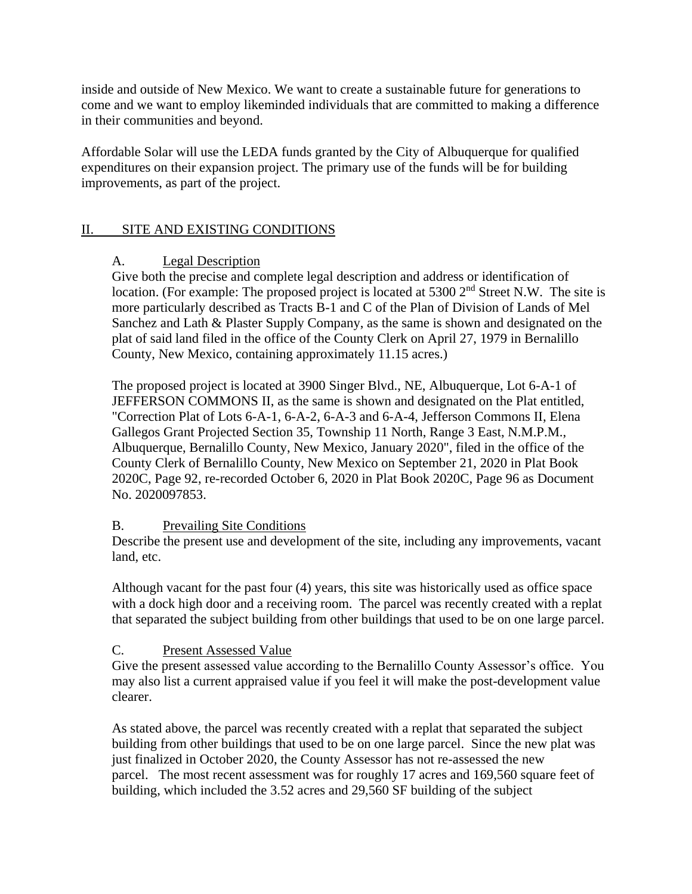inside and outside of New Mexico. We want to create a sustainable future for generations to come and we want to employ likeminded individuals that are committed to making a difference in their communities and beyond.

Affordable Solar will use the LEDA funds granted by the City of Albuquerque for qualified expenditures on their expansion project. The primary use of the funds will be for building improvements, as part of the project.

## II. SITE AND EXISTING CONDITIONS

### A. Legal Description

Give both the precise and complete legal description and address or identification of location. (For example: The proposed project is located at 5300 2nd Street N.W. The site is more particularly described as Tracts B-1 and C of the Plan of Division of Lands of Mel Sanchez and Lath & Plaster Supply Company, as the same is shown and designated on the plat of said land filed in the office of the County Clerk on April 27, 1979 in Bernalillo County, New Mexico, containing approximately 11.15 acres.)

The proposed project is located at 3900 Singer Blvd., NE, Albuquerque, Lot 6-A-1 of JEFFERSON COMMONS II, as the same is shown and designated on the Plat entitled, "Correction Plat of Lots 6-A-1, 6-A-2, 6-A-3 and 6-A-4, Jefferson Commons II, Elena Gallegos Grant Projected Section 35, Township 11 North, Range 3 East, N.M.P.M., Albuquerque, Bernalillo County, New Mexico, January 2020", filed in the office of the County Clerk of Bernalillo County, New Mexico on September 21, 2020 in Plat Book 2020C, Page 92, re-recorded October 6, 2020 in Plat Book 2020C, Page 96 as Document No. 2020097853.

### B. Prevailing Site Conditions

Describe the present use and development of the site, including any improvements, vacant land, etc.

Although vacant for the past four (4) years, this site was historically used as office space with a dock high door and a receiving room. The parcel was recently created with a replat that separated the subject building from other buildings that used to be on one large parcel.

### C. Present Assessed Value

Give the present assessed value according to the Bernalillo County Assessor's office. You may also list a current appraised value if you feel it will make the post-development value clearer.

As stated above, the parcel was recently created with a replat that separated the subject building from other buildings that used to be on one large parcel. Since the new plat was just finalized in October 2020, the County Assessor has not re-assessed the new parcel. The most recent assessment was for roughly 17 acres and 169,560 square feet of building, which included the 3.52 acres and 29,560 SF building of the subject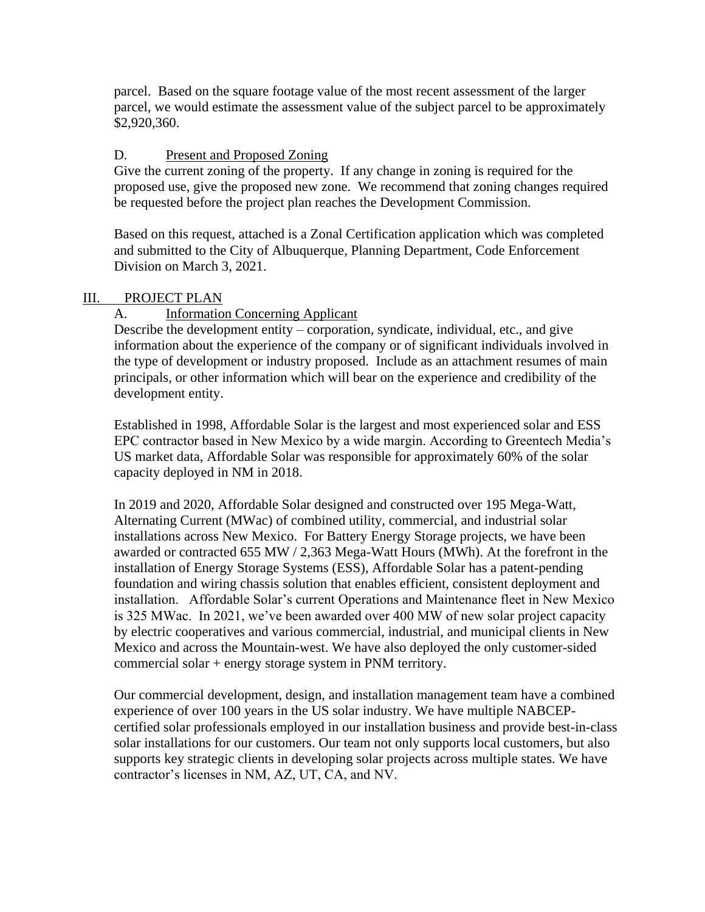parcel. Based on the square footage value of the most recent assessment of the larger parcel, we would estimate the assessment value of the subject parcel to be approximately $2,920,360.

D. <u>Present and Proposed Zoning</u>

Give the current zoning of the property. If any change in zoning is required for the proposed use, give the proposed new zone. We recommend that zoning changes required be requested before the project plan reaches the Development Commission.

Based on this request, attached is a Zonal Certification application which was completed and submitted to the City of Albuquerque, Planning Department, Code Enforcement Division on March 3, 2021.

## III. PROJECT PLAN

A. <u>Information Concerning Applicant</u>

Describe the development entity – corporation, syndicate, individual, etc., and give information about the experience of the company or of significant individuals involved in the type of development or industry proposed. Include as an attachment resumes of main principals, or other information which will bear on the experience and credibility of the development entity.

Established in 1998, Affordable Solar is the largest and most experienced solar and ESS EPC contractor based in New Mexico by a wide margin. According to Greentech Media's US market data, Affordable Solar was responsible for approximately 60% of the solar capacity deployed in NM in 2018.

In 2019 and 2020, Affordable Solar designed and constructed over 195 Mega-Watt, Alternating Current (MWac) of combined utility, commercial, and industrial solar installations across New Mexico. For Battery Energy Storage projects, we have been awarded or contracted 655 MW / 2,363 Mega-Watt Hours (MWh). At the forefront in the installation of Energy Storage Systems (ESS), Affordable Solar has a patent-pending foundation and wiring chassis solution that enables efficient, consistent deployment and installation. Affordable Solar's current Operations and Maintenance fleet in New Mexico is 325 MWac. In 2021, we've been awarded over 400 MW of new solar project capacity by electric cooperatives and various commercial, industrial, and municipal clients in New Mexico and across the Mountain-west. We have also deployed the only customer-sided commercial solar + energy storage system in PNM territory.

Our commercial development, design, and installation management team have a combined experience of over 100 years in the US solar industry. We have multiple NABCEP-certified solar professionals employed in our installation business and provide best-in-class solar installations for our customers. Our team not only supports local customers, but also supports key strategic clients in developing solar projects across multiple states. We have contractor's licenses in NM, AZ, UT, CA, and NV.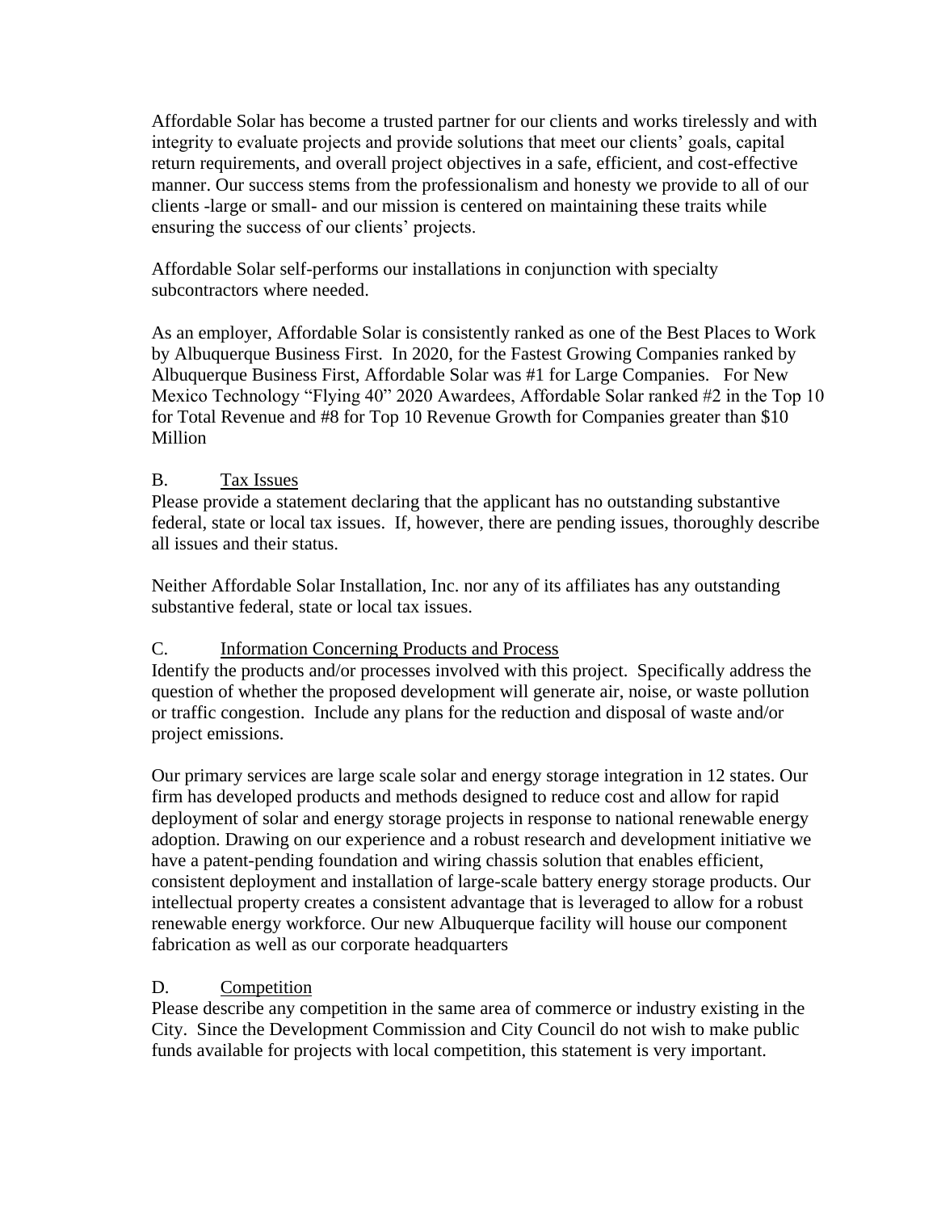Affordable Solar has become a trusted partner for our clients and works tirelessly and with integrity to evaluate projects and provide solutions that meet our clients' goals, capital return requirements, and overall project objectives in a safe, efficient, and cost-effective manner. Our success stems from the professionalism and honesty we provide to all of our clients -large or small- and our mission is centered on maintaining these traits while ensuring the success of our clients' projects.

Affordable Solar self-performs our installations in conjunction with specialty subcontractors where needed.

As an employer, Affordable Solar is consistently ranked as one of the Best Places to Work by Albuquerque Business First. In 2020, for the Fastest Growing Companies ranked by Albuquerque Business First, Affordable Solar was #1 for Large Companies. For New Mexico Technology "Flying 40" 2020 Awardees, Affordable Solar ranked #2 in the Top 10 for Total Revenue and #8 for Top 10 Revenue Growth for Companies greater than $10 Million

B. <u>Tax Issues</u>

Please provide a statement declaring that the applicant has no outstanding substantive federal, state or local tax issues. If, however, there are pending issues, thoroughly describe all issues and their status.

Neither Affordable Solar Installation, Inc. nor any of its affiliates has any outstanding substantive federal, state or local tax issues.

C. <u>Information Concerning Products and Process</u>

Identify the products and/or processes involved with this project. Specifically address the question of whether the proposed development will generate air, noise, or waste pollution or traffic congestion. Include any plans for the reduction and disposal of waste and/or project emissions.

Our primary services are large scale solar and energy storage integration in 12 states. Our firm has developed products and methods designed to reduce cost and allow for rapid deployment of solar and energy storage projects in response to national renewable energy adoption. Drawing on our experience and a robust research and development initiative we have a patent-pending foundation and wiring chassis solution that enables efficient, consistent deployment and installation of large-scale battery energy storage products. Our intellectual property creates a consistent advantage that is leveraged to allow for a robust renewable energy workforce. Our new Albuquerque facility will house our component fabrication as well as our corporate headquarters

D. <u>Competition</u>

Please describe any competition in the same area of commerce or industry existing in the City. Since the Development Commission and City Council do not wish to make public funds available for projects with local competition, this statement is very important.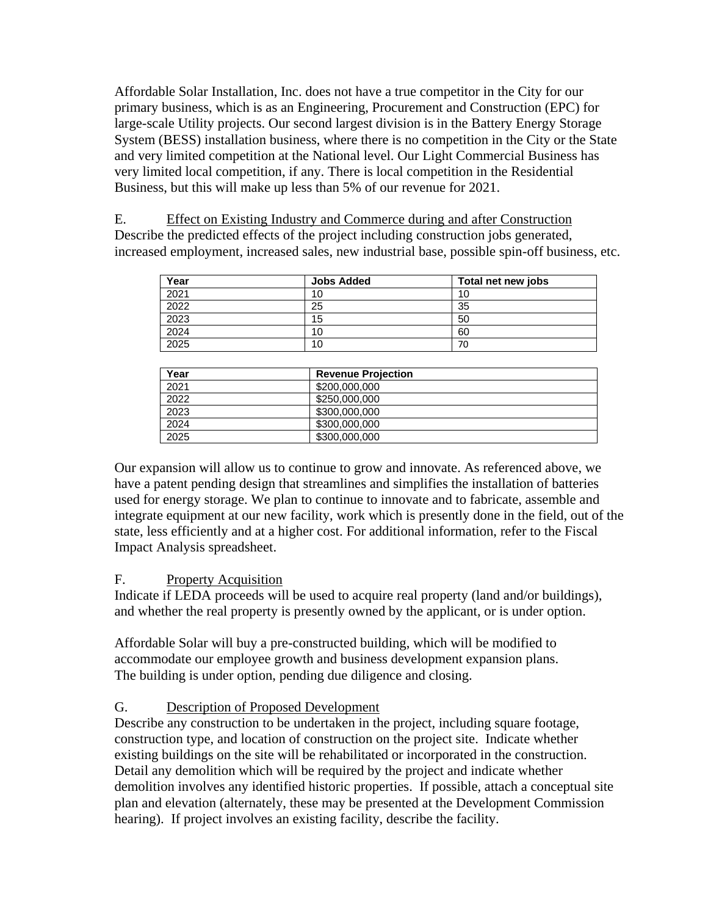Affordable Solar Installation, Inc. does not have a true competitor in the City for our primary business, which is as an Engineering, Procurement and Construction (EPC) for large-scale Utility projects. Our second largest division is in the Battery Energy Storage System (BESS) installation business, where there is no competition in the City or the State and very limited competition at the National level. Our Light Commercial Business has very limited local competition, if any. There is local competition in the Residential Business, but this will make up less than 5% of our revenue for 2021.

E. Effect on Existing Industry and Commerce during and after Construction

Describe the predicted effects of the project including construction jobs generated, increased employment, increased sales, new industrial base, possible spin-off business, etc.

| Year | Jobs Added | Total net new jobs |
|---|---|---|
| 2021 | 10 | 10 |
| 2022 | 25 | 35 |
| 2023 | 15 | 50 |
| 2024 | 10 | 60 |
| 2025 | 10 | 70 |

| Year | Revenue Projection |
|---|---|
| 2021 | $200,000,000 |
| 2022 | $250,000,000 |
| 2023 | $300,000,000 |
| 2024 | $300,000,000 |
| 2025 | $300,000,000 |

Our expansion will allow us to continue to grow and innovate. As referenced above, we have a patent pending design that streamlines and simplifies the installation of batteries used for energy storage. We plan to continue to innovate and to fabricate, assemble and integrate equipment at our new facility, work which is presently done in the field, out of the state, less efficiently and at a higher cost. For additional information, refer to the Fiscal Impact Analysis spreadsheet.

F. Property Acquisition

Indicate if LEDA proceeds will be used to acquire real property (land and/or buildings), and whether the real property is presently owned by the applicant, or is under option.

Affordable Solar will buy a pre-constructed building, which will be modified to accommodate our employee growth and business development expansion plans. The building is under option, pending due diligence and closing.

G. Description of Proposed Development

Describe any construction to be undertaken in the project, including square footage, construction type, and location of construction on the project site. Indicate whether existing buildings on the site will be rehabilitated or incorporated in the construction. Detail any demolition which will be required by the project and indicate whether demolition involves any identified historic properties. If possible, attach a conceptual site plan and elevation (alternately, these may be presented at the Development Commission hearing). If project involves an existing facility, describe the facility.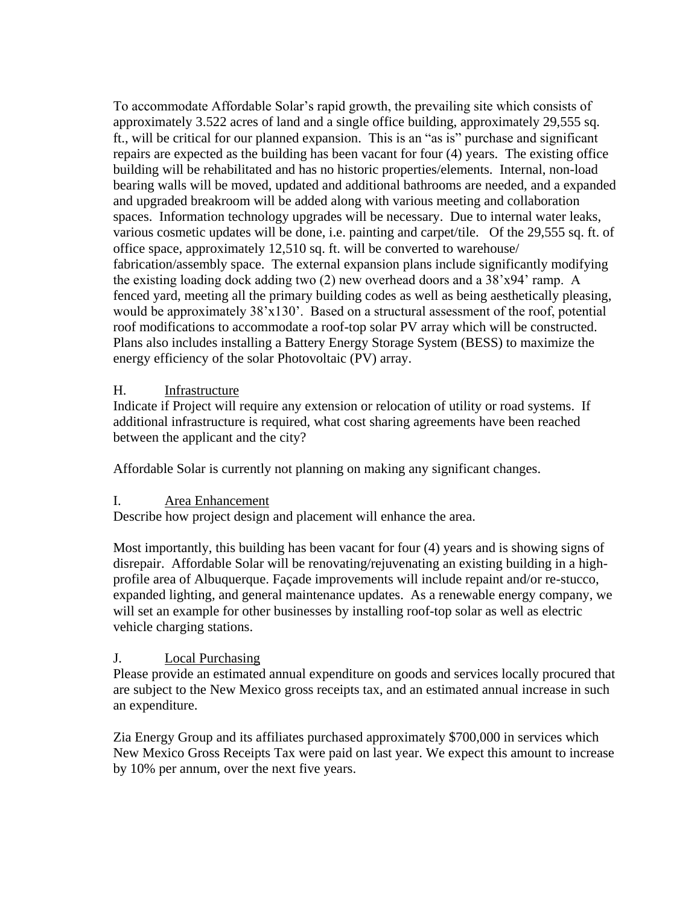To accommodate Affordable Solar's rapid growth, the prevailing site which consists of approximately 3.522 acres of land and a single office building, approximately 29,555 sq. ft., will be critical for our planned expansion. This is an "as is" purchase and significant repairs are expected as the building has been vacant for four (4) years. The existing office building will be rehabilitated and has no historic properties/elements. Internal, non-load bearing walls will be moved, updated and additional bathrooms are needed, and a expanded and upgraded breakroom will be added along with various meeting and collaboration spaces. Information technology upgrades will be necessary. Due to internal water leaks, various cosmetic updates will be done, i.e. painting and carpet/tile. Of the 29,555 sq. ft. of office space, approximately 12,510 sq. ft. will be converted to warehouse/ fabrication/assembly space. The external expansion plans include significantly modifying the existing loading dock adding two (2) new overhead doors and a 38'x94' ramp. A fenced yard, meeting all the primary building codes as well as being aesthetically pleasing, would be approximately 38'x130'. Based on a structural assessment of the roof, potential roof modifications to accommodate a roof-top solar PV array which will be constructed. Plans also includes installing a Battery Energy Storage System (BESS) to maximize the energy efficiency of the solar Photovoltaic (PV) array.

H. Infrastructure

Indicate if Project will require any extension or relocation of utility or road systems. If additional infrastructure is required, what cost sharing agreements have been reached between the applicant and the city?

Affordable Solar is currently not planning on making any significant changes.

I. Area Enhancement

Describe how project design and placement will enhance the area.

Most importantly, this building has been vacant for four (4) years and is showing signs of disrepair. Affordable Solar will be renovating/rejuvenating an existing building in a high-profile area of Albuquerque. Façade improvements will include repaint and/or re-stucco, expanded lighting, and general maintenance updates. As a renewable energy company, we will set an example for other businesses by installing roof-top solar as well as electric vehicle charging stations.

J. Local Purchasing

Please provide an estimated annual expenditure on goods and services locally procured that are subject to the New Mexico gross receipts tax, and an estimated annual increase in such an expenditure.

Zia Energy Group and its affiliates purchased approximately $700,000 in services which New Mexico Gross Receipts Tax were paid on last year. We expect this amount to increase by 10% per annum, over the next five years.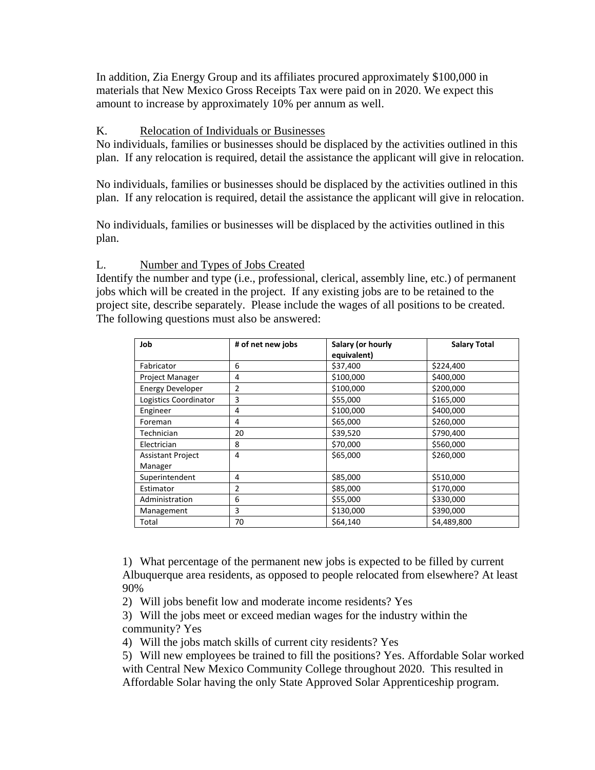In addition, Zia Energy Group and its affiliates procured approximately $100,000 in materials that New Mexico Gross Receipts Tax were paid on in 2020. We expect this amount to increase by approximately 10% per annum as well.

K. Relocation of Individuals or Businesses

No individuals, families or businesses should be displaced by the activities outlined in this plan. If any relocation is required, detail the assistance the applicant will give in relocation.

No individuals, families or businesses should be displaced by the activities outlined in this plan. If any relocation is required, detail the assistance the applicant will give in relocation.

No individuals, families or businesses will be displaced by the activities outlined in this plan.

L. Number and Types of Jobs Created

Identify the number and type (i.e., professional, clerical, assembly line, etc.) of permanent jobs which will be created in the project. If any existing jobs are to be retained to the project site, describe separately. Please include the wages of all positions to be created. The following questions must also be answered:

| Job | # of net new jobs | Salary (or hourly equivalent) | Salary Total |
|---|---|---|---|
| Fabricator | 6 | $37,400 | $224,400 |
| Project Manager | 4 | $100,000 | $400,000 |
| Energy Developer | 2 | $100,000 | $200,000 |
| Logistics Coordinator | 3 | $55,000 | $165,000 |
| Engineer | 4 | $100,000 | $400,000 |
| Foreman | 4 | $65,000 | $260,000 |
| Technician | 20 | $39,520 | $790,400 |
| Electrician | 8 | $70,000 | $560,000 |
| Assistant Project Manager | 4 | $65,000 | $260,000 |
| Superintendent | 4 | $85,000 | $510,000 |
| Estimator | 2 | $85,000 | $170,000 |
| Administration | 6 | $55,000 | $330,000 |
| Management | 3 | $130,000 | $390,000 |
| Total | 70 | $64,140 | $4,489,800 |

1) What percentage of the permanent new jobs is expected to be filled by current Albuquerque area residents, as opposed to people relocated from elsewhere? At least 90%

2) Will jobs benefit low and moderate income residents? Yes

3) Will the jobs meet or exceed median wages for the industry within the community? Yes

4) Will the jobs match skills of current city residents? Yes

5) Will new employees be trained to fill the positions? Yes. Affordable Solar worked with Central New Mexico Community College throughout 2020. This resulted in Affordable Solar having the only State Approved Solar Apprenticeship program.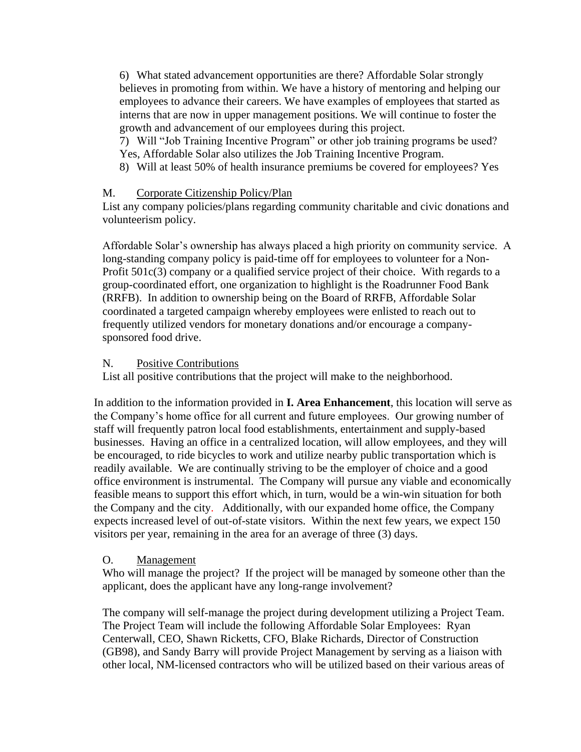6) What stated advancement opportunities are there? Affordable Solar strongly believes in promoting from within. We have a history of mentoring and helping our employees to advance their careers. We have examples of employees that started as interns that are now in upper management positions. We will continue to foster the growth and advancement of our employees during this project.

7) Will "Job Training Incentive Program" or other job training programs be used? Yes, Affordable Solar also utilizes the Job Training Incentive Program.

8) Will at least 50% of health insurance premiums be covered for employees? Yes

M. Corporate Citizenship Policy/Plan

List any company policies/plans regarding community charitable and civic donations and volunteerism policy.

Affordable Solar's ownership has always placed a high priority on community service. A long-standing company policy is paid-time off for employees to volunteer for a Non-Profit 501c(3) company or a qualified service project of their choice. With regards to a group-coordinated effort, one organization to highlight is the Roadrunner Food Bank (RRFB). In addition to ownership being on the Board of RRFB, Affordable Solar coordinated a targeted campaign whereby employees were enlisted to reach out to frequently utilized vendors for monetary donations and/or encourage a company-sponsored food drive.

N. Positive Contributions

List all positive contributions that the project will make to the neighborhood.

In addition to the information provided in **I. Area Enhancement**, this location will serve as the Company's home office for all current and future employees. Our growing number of staff will frequently patron local food establishments, entertainment and supply-based businesses. Having an office in a centralized location, will allow employees, and they will be encouraged, to ride bicycles to work and utilize nearby public transportation which is readily available. We are continually striving to be the employer of choice and a good office environment is instrumental. The Company will pursue any viable and economically feasible means to support this effort which, in turn, would be a win-win situation for both the Company and the city. Additionally, with our expanded home office, the Company expects increased level of out-of-state visitors. Within the next few years, we expect 150 visitors per year, remaining in the area for an average of three (3) days.

O. Management

Who will manage the project? If the project will be managed by someone other than the applicant, does the applicant have any long-range involvement?

The company will self-manage the project during development utilizing a Project Team. The Project Team will include the following Affordable Solar Employees: Ryan Centerwall, CEO, Shawn Ricketts, CFO, Blake Richards, Director of Construction (GB98), and Sandy Barry will provide Project Management by serving as a liaison with other local, NM-licensed contractors who will be utilized based on their various areas of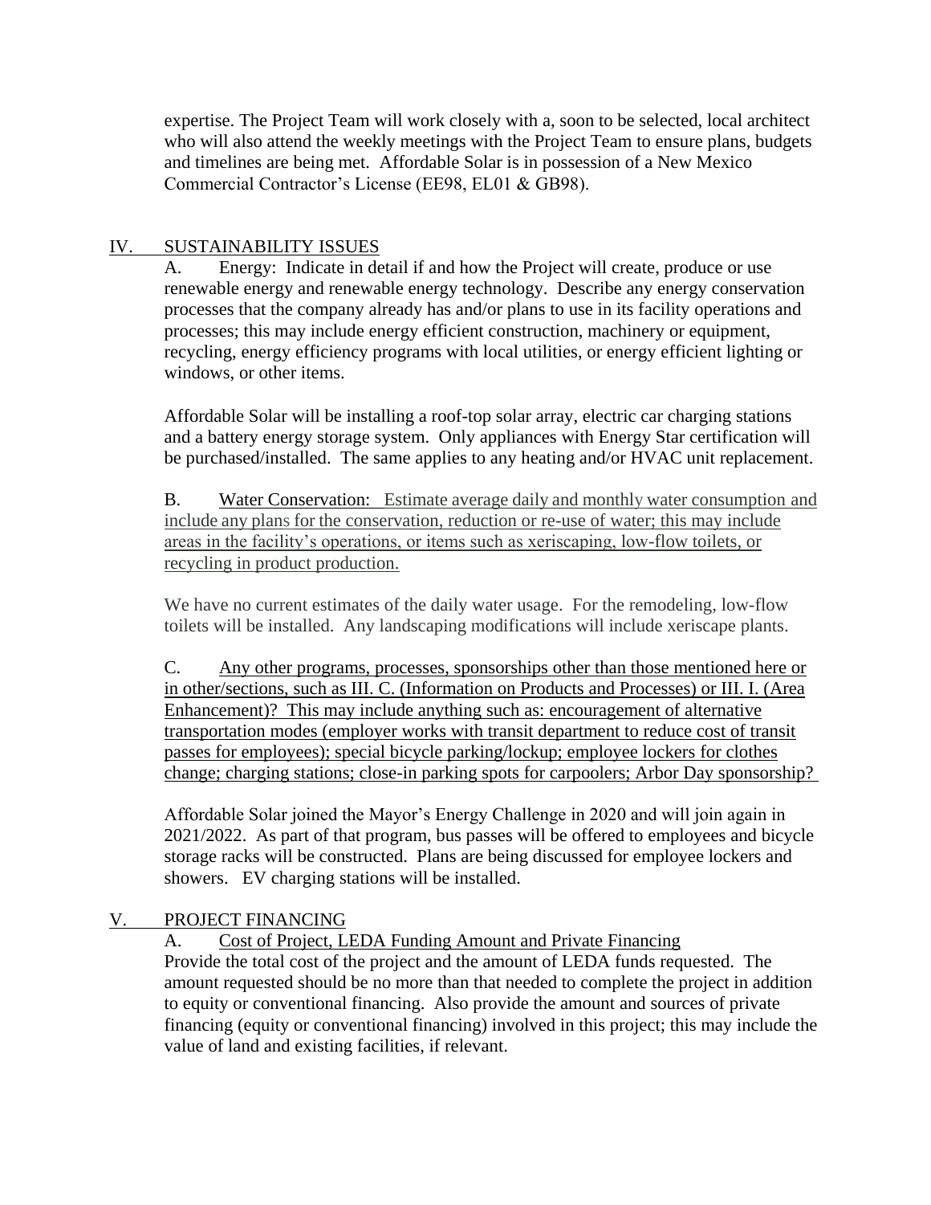expertise. The Project Team will work closely with a, soon to be selected, local architect who will also attend the weekly meetings with the Project Team to ensure plans, budgets and timelines are being met. Affordable Solar is in possession of a New Mexico Commercial Contractor's License (EE98, EL01 & GB98).

## IV. <u>SUSTAINABILITY ISSUES</u>

A. Energy: Indicate in detail if and how the Project will create, produce or use renewable energy and renewable energy technology. Describe any energy conservation processes that the company already has and/or plans to use in its facility operations and processes; this may include energy efficient construction, machinery or equipment, recycling, energy efficiency programs with local utilities, or energy efficient lighting or windows, or other items.

Affordable Solar will be installing a roof-top solar array, electric car charging stations and a battery energy storage system. Only appliances with Energy Star certification will be purchased/installed. The same applies to any heating and/or HVAC unit replacement.

B. <u>Water Conservation: Estimate average daily and monthly water consumption and include any plans for the conservation, reduction or re-use of water; this may include areas in the facility's operations, or items such as xeriscaping, low-flow toilets, or recycling in product production.</u>

We have no current estimates of the daily water usage. For the remodeling, low-flow toilets will be installed. Any landscaping modifications will include xeriscape plants.

C. <u>Any other programs, processes, sponsorships other than those mentioned here or in other/sections, such as III. C. (Information on Products and Processes) or III. I. (Area Enhancement)? This may include anything such as: encouragement of alternative transportation modes (employer works with transit department to reduce cost of transit passes for employees); special bicycle parking/lockup; employee lockers for clothes change; charging stations; close-in parking spots for carpoolers; Arbor Day sponsorship?</u>

Affordable Solar joined the Mayor's Energy Challenge in 2020 and will join again in 2021/2022. As part of that program, bus passes will be offered to employees and bicycle storage racks will be constructed. Plans are being discussed for employee lockers and showers. EV charging stations will be installed.

## V. <u>PROJECT FINANCING</u>

A. <u>Cost of Project, LEDA Funding Amount and Private Financing</u>
Provide the total cost of the project and the amount of LEDA funds requested. The amount requested should be no more than that needed to complete the project in addition to equity or conventional financing. Also provide the amount and sources of private financing (equity or conventional financing) involved in this project; this may include the value of land and existing facilities, if relevant.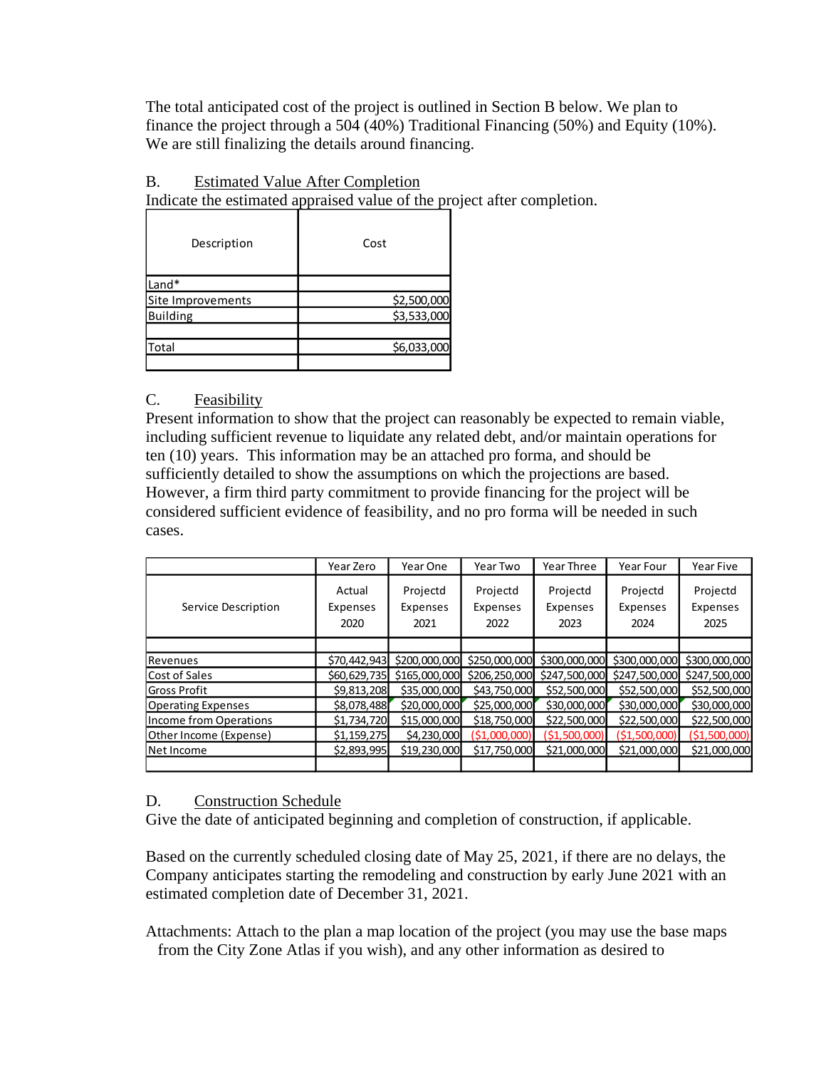The total anticipated cost of the project is outlined in Section B below. We plan to finance the project through a 504 (40%) Traditional Financing (50%) and Equity (10%). We are still finalizing the details around financing.

B. Estimated Value After Completion

Indicate the estimated appraised value of the project after completion.

| Description | Cost |
|---|---|
| Land* | |
| Site Improvements | $2,500,000 |
| Building | $3,533,000 |
| | |
| Total | $6,033,000 |
| | |

C. Feasibility

Present information to show that the project can reasonably be expected to remain viable, including sufficient revenue to liquidate any related debt, and/or maintain operations for ten (10) years. This information may be an attached pro forma, and should be sufficiently detailed to show the assumptions on which the projections are based. However, a firm third party commitment to provide financing for the project will be considered sufficient evidence of feasibility, and no pro forma will be needed in such cases.

| | Year Zero | Year One | Year Two | Year Three | Year Four | Year Five |
|---|---|---|---|---|---|---|
| Service Description | Actual Expenses 2020 | Projectd Expenses 2021 | Projectd Expenses 2022 | Projectd Expenses 2023 | Projectd Expenses 2024 | Projectd Expenses 2025 |
| | | | | | | |
| Revenues | $70,442,943 | $200,000,000 | $250,000,000 | $300,000,000 | $300,000,000 | $300,000,000 |
| Cost of Sales | $60,629,735 | $165,000,000 | $206,250,000 | $247,500,000 | $247,500,000 | $247,500,000 |
| Gross Profit | $9,813,208 | $35,000,000 | $43,750,000 | $52,500,000 | $52,500,000 | $52,500,000 |
| Operating Expenses | $8,078,488 | $20,000,000 | $25,000,000 | $30,000,000 | $30,000,000 | $30,000,000 |
| Income from Operations | $1,734,720 | $15,000,000 | $18,750,000 | $22,500,000 | $22,500,000 | $22,500,000 |
| Other Income (Expense) | $1,159,275 | $4,230,000 | ($1,000,000) | ($1,500,000) | ($1,500,000) | ($1,500,000) |
| Net Income | $2,893,995 | $19,230,000 | $17,750,000 | $21,000,000 | $21,000,000 | $21,000,000 |
| | | | | | | |

D. Construction Schedule

Give the date of anticipated beginning and completion of construction, if applicable.

Based on the currently scheduled closing date of May 25, 2021, if there are no delays, the Company anticipates starting the remodeling and construction by early June 2021 with an estimated completion date of December 31, 2021.

Attachments: Attach to the plan a map location of the project (you may use the base maps from the City Zone Atlas if you wish), and any other information as desired to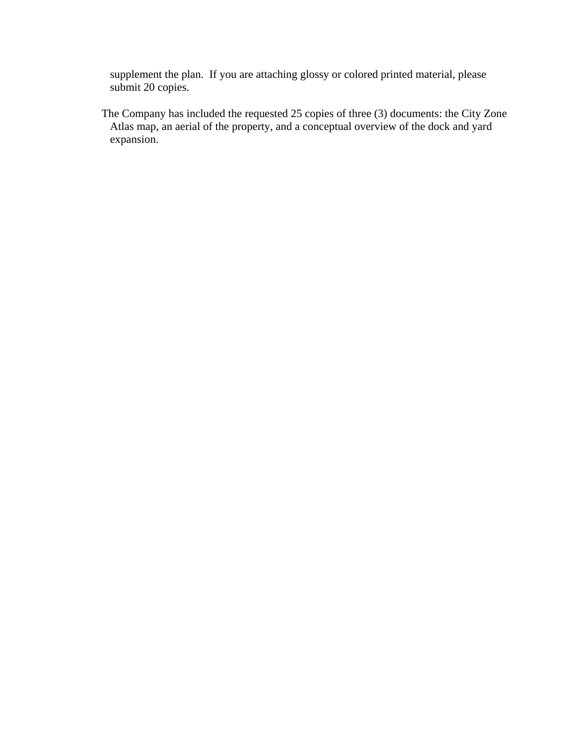supplement the plan. If you are attaching glossy or colored printed material, please submit 20 copies.

The Company has included the requested 25 copies of three (3) documents: the City Zone Atlas map, an aerial of the property, and a conceptual overview of the dock and yard expansion.